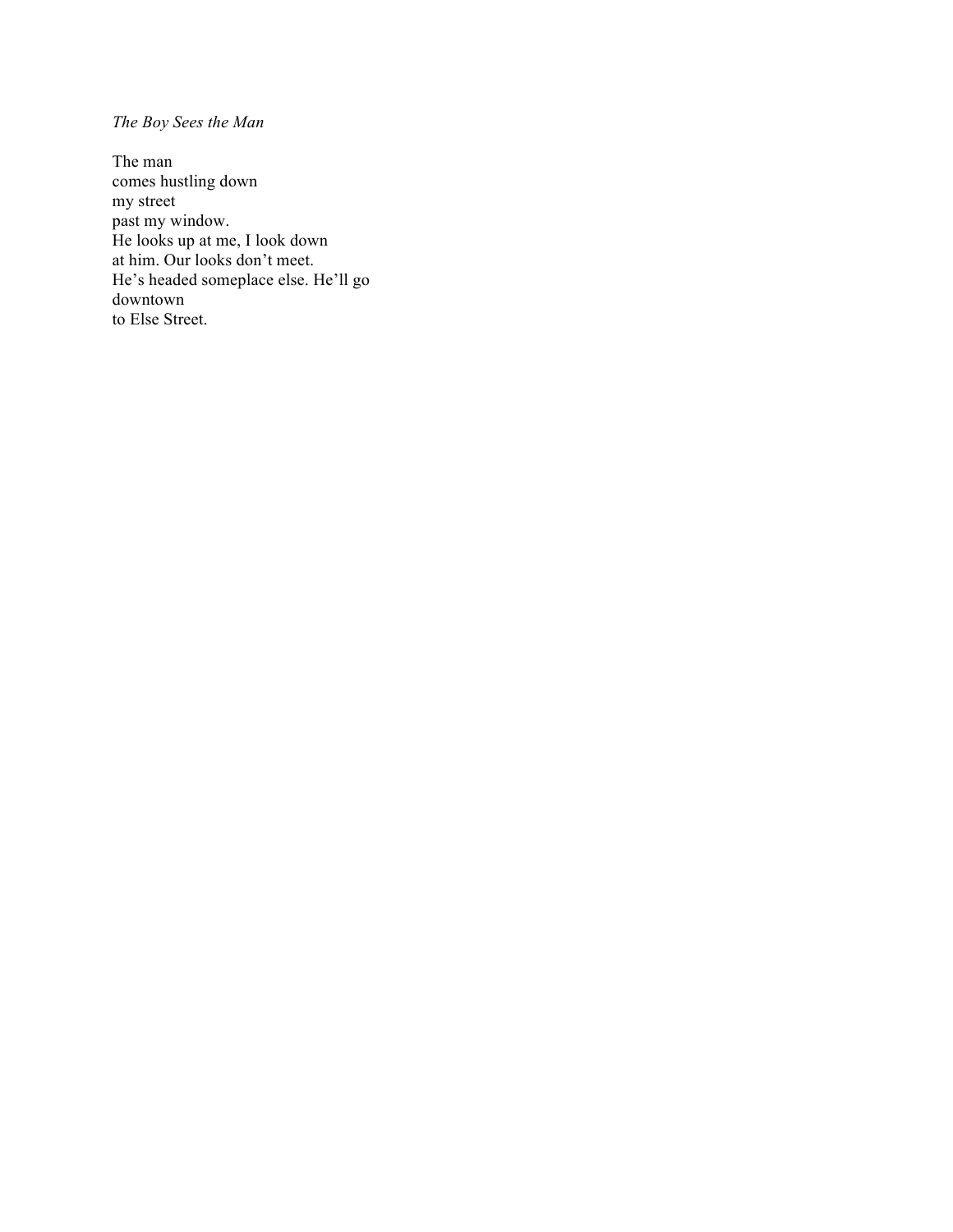*The Boy Sees the Man*

The man  
comes hustling down  
my street  
past my window.  
He looks up at me, I look down  
at him. Our looks don't meet.  
He's headed someplace else. He'll go  
downtown  
to Else Street.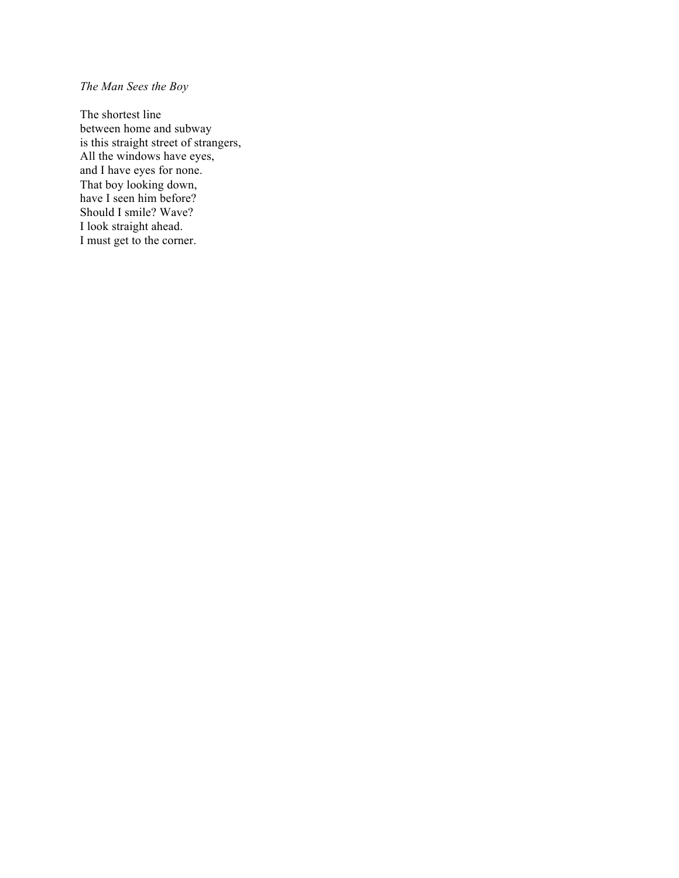*The Man Sees the Boy*

The shortest line  
between home and subway  
is this straight street of strangers,  
All the windows have eyes,  
and I have eyes for none.  
That boy looking down,  
have I seen him before?  
Should I smile? Wave?  
I look straight ahead.  
I must get to the corner.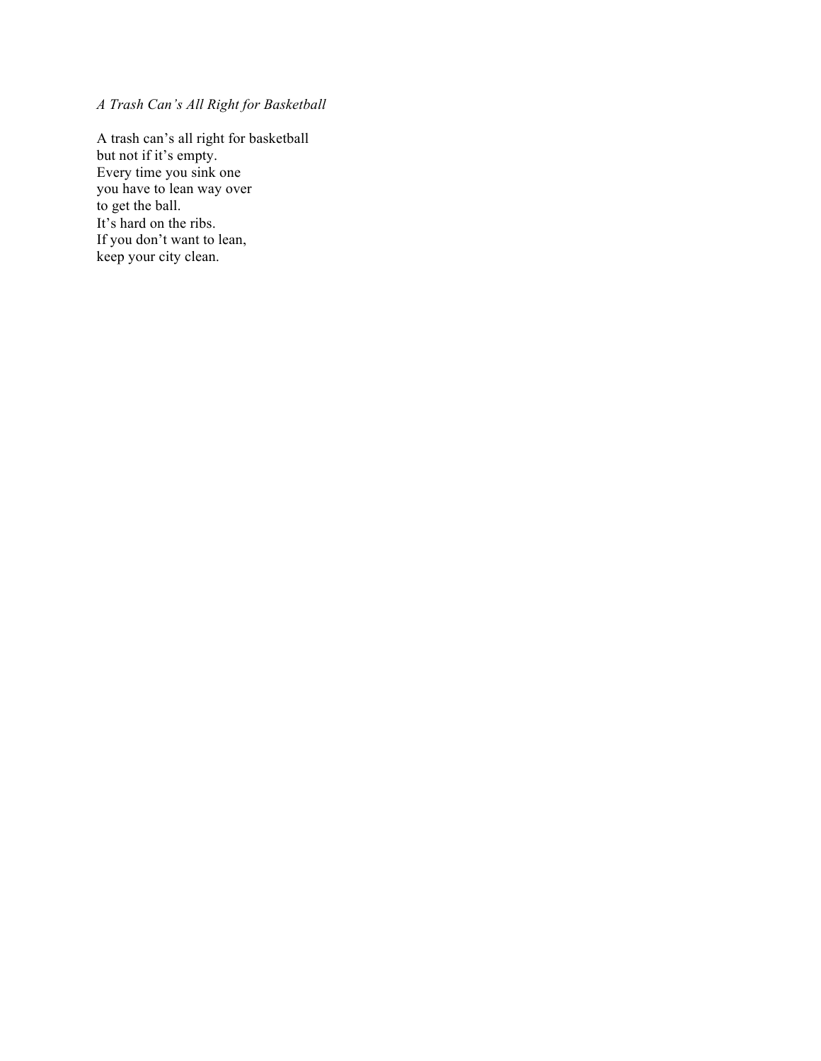*A Trash Can's All Right for Basketball*

A trash can's all right for basketball  
but not if it's empty.  
Every time you sink one  
you have to lean way over  
to get the ball.  
It's hard on the ribs.  
If you don't want to lean,  
keep your city clean.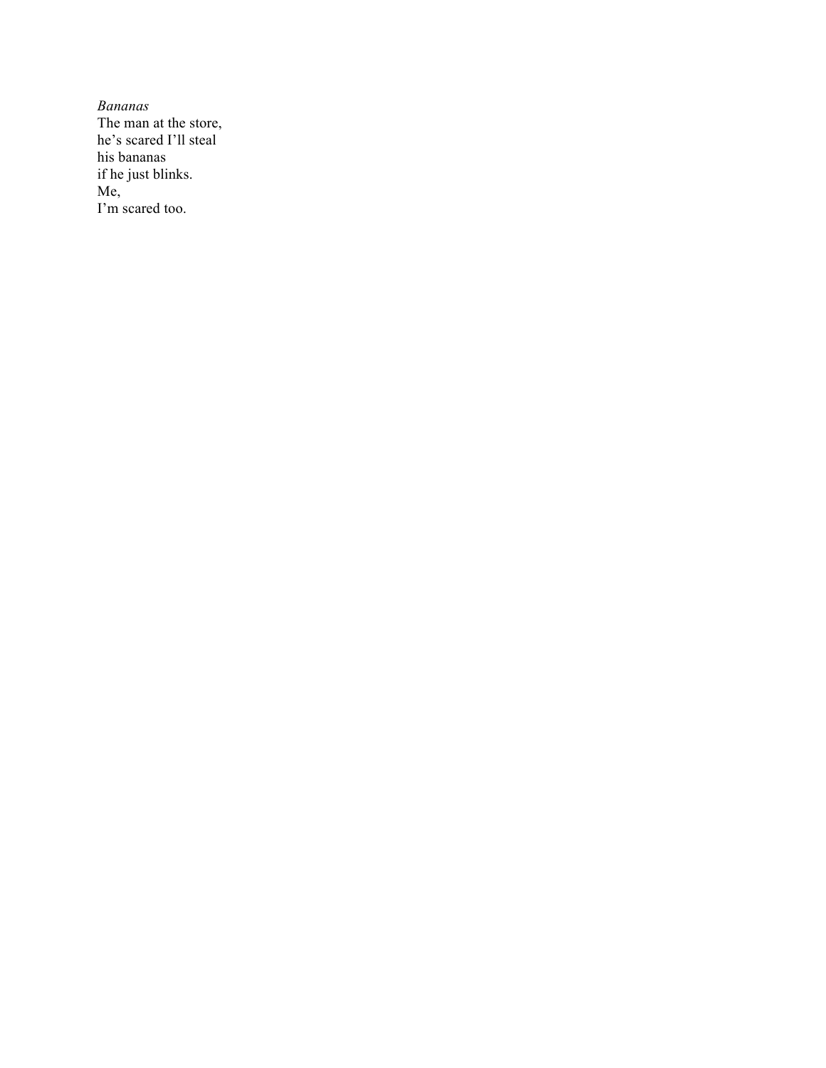*Bananas*

The man at the store,  
he’s scared I’ll steal  
his bananas  
if he just blinks.  
Me,  
I’m scared too.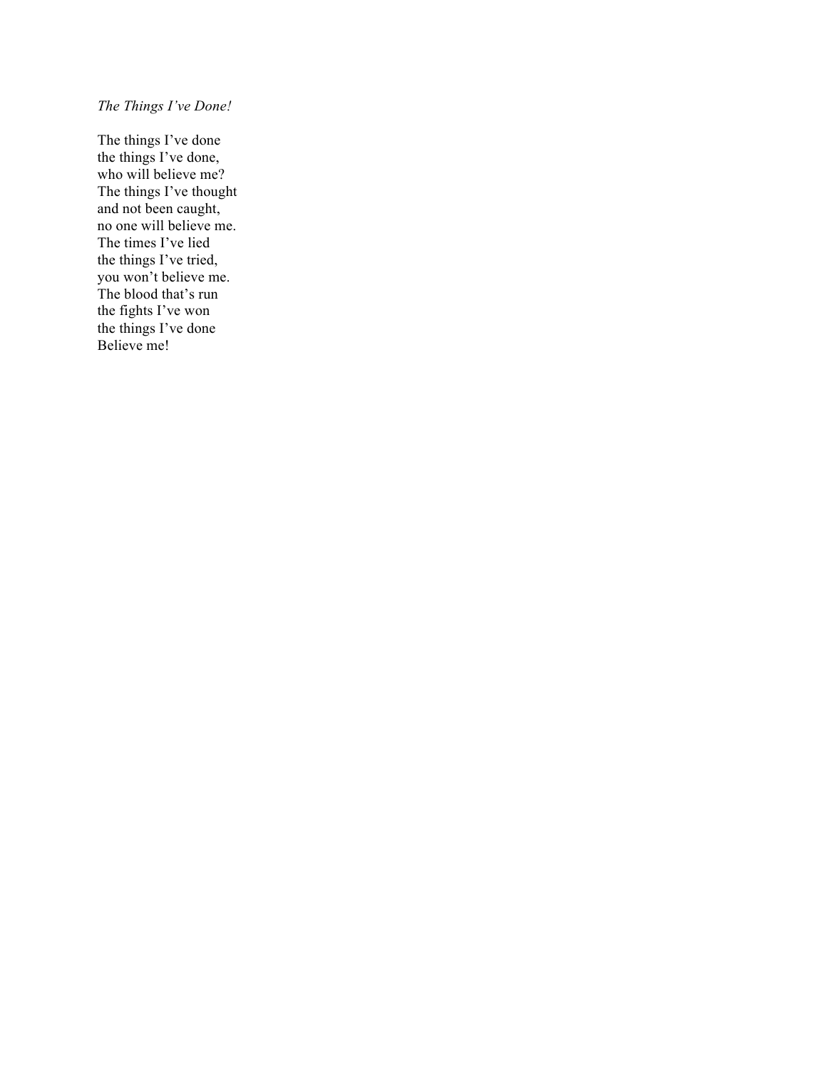*The Things I've Done!*

The things I've done  
the things I've done,  
who will believe me?  
The things I've thought  
and not been caught,  
no one will believe me.  
The times I've lied  
the things I've tried,  
you won't believe me.  
The blood that's run  
the fights I've won  
the things I've done  
Believe me!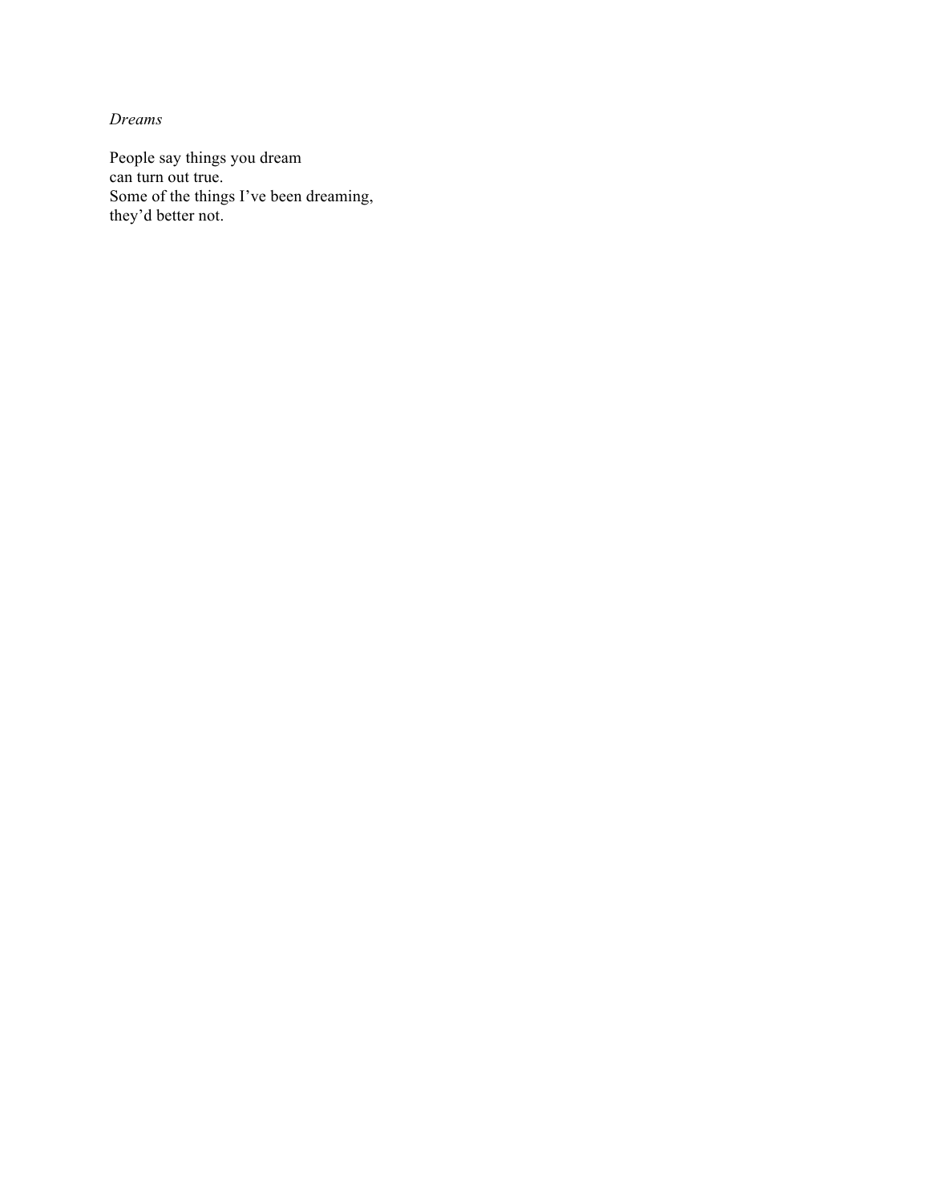*Dreams*

People say things you dream  
can turn out true.  
Some of the things I've been dreaming,  
they'd better not.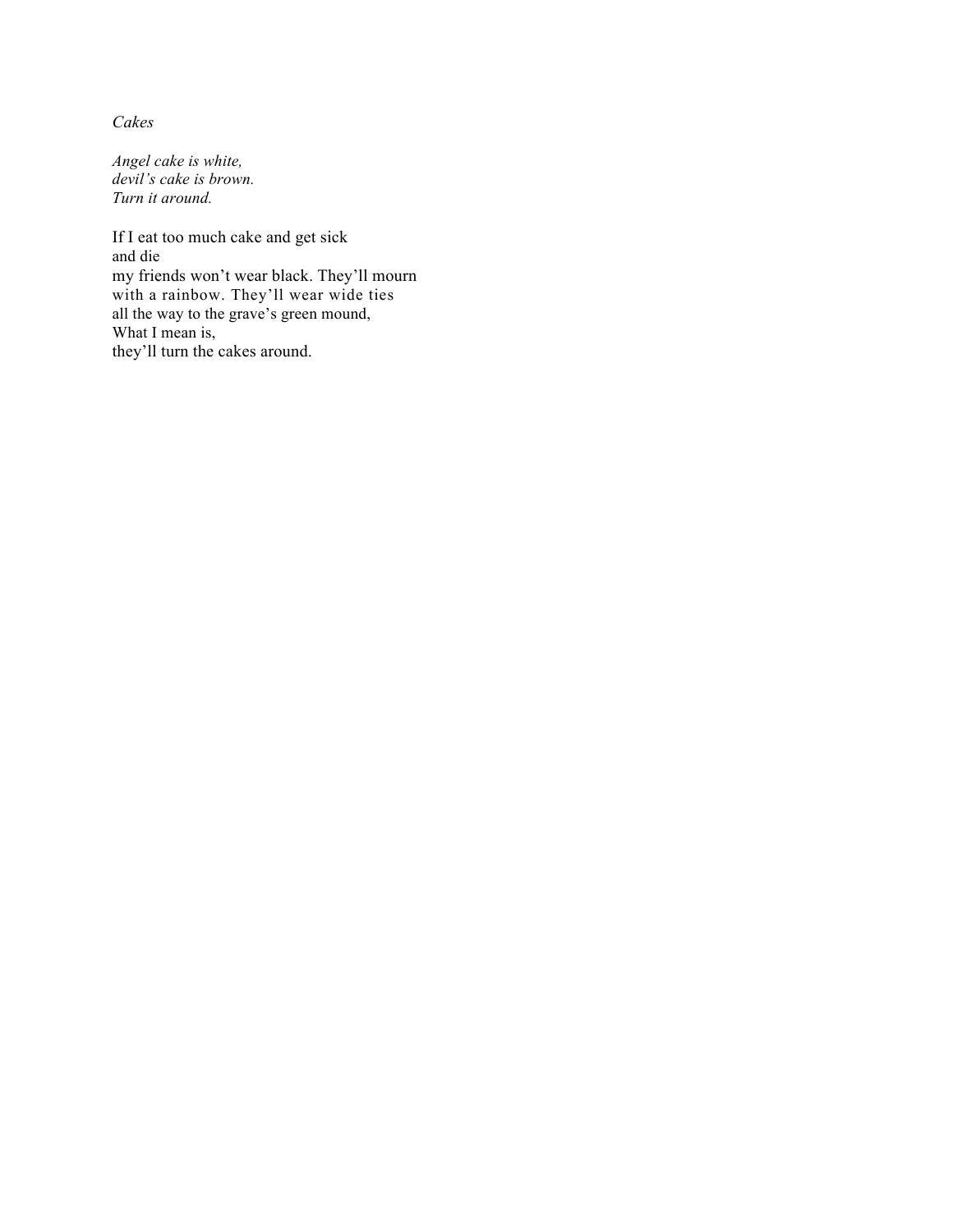*Cakes*

*Angel cake is white,*  
*devil's cake is brown.*  
*Turn it around.*

If I eat too much cake and get sick  
and die  
my friends won't wear black. They'll mourn  
with a rainbow. They'll wear wide ties  
all the way to the grave's green mound,  
What I mean is,  
they'll turn the cakes around.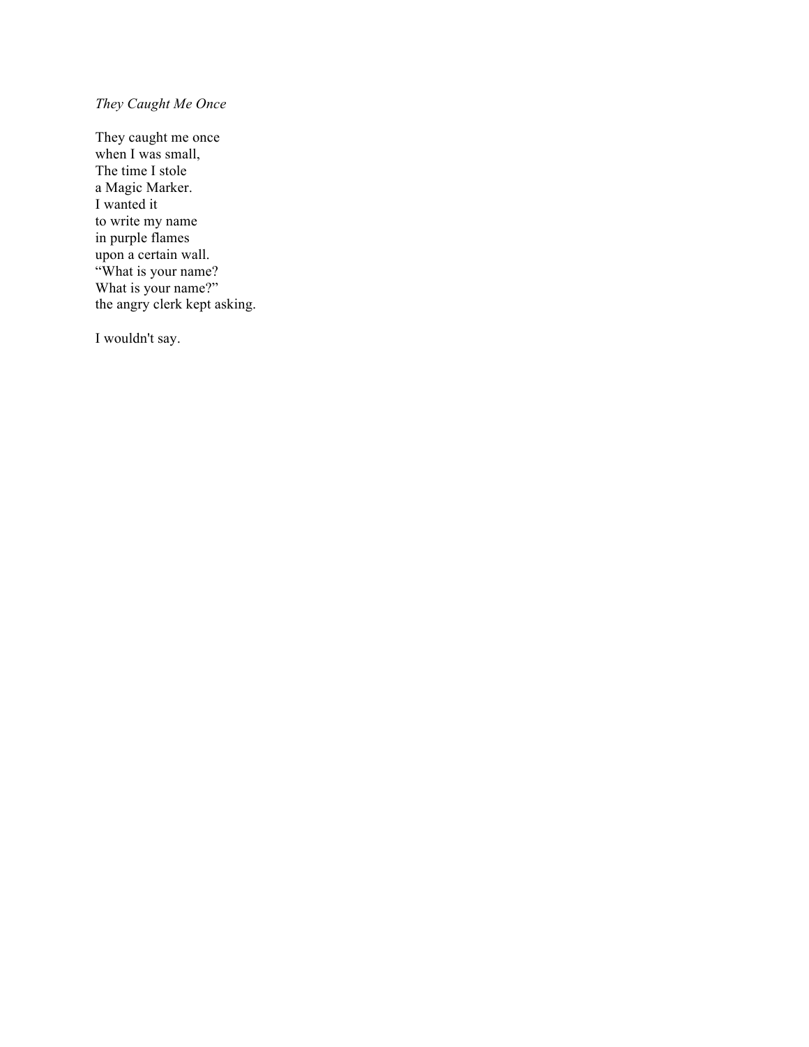*They Caught Me Once*

They caught me once  
when I was small,  
The time I stole  
a Magic Marker.  
I wanted it  
to write my name  
in purple flames  
upon a certain wall.  
“What is your name?  
What is your name?”  
the angry clerk kept asking.

I wouldn't say.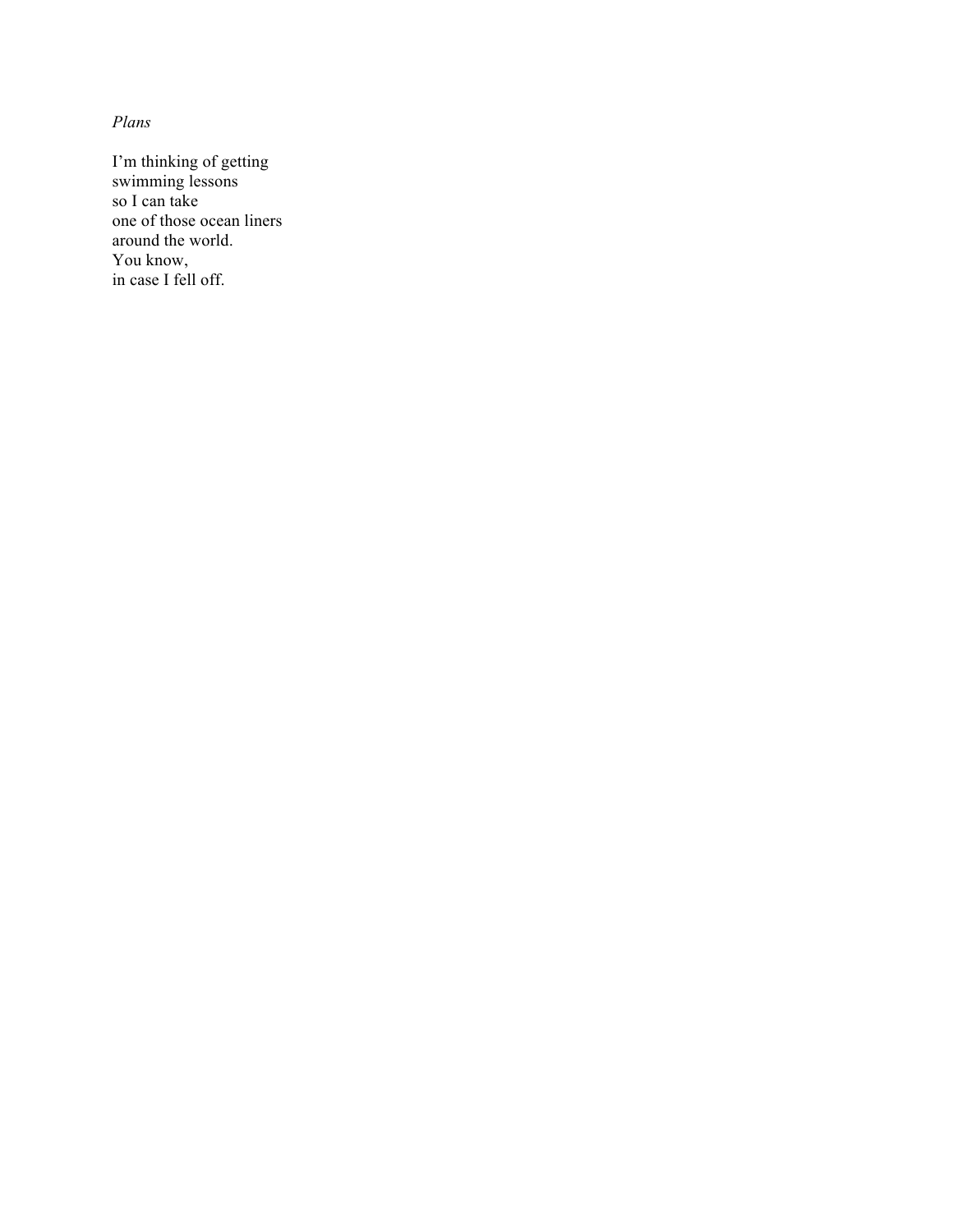*Plans*

I’m thinking of getting  
swimming lessons  
so I can take  
one of those ocean liners  
around the world.  
You know,  
in case I fell off.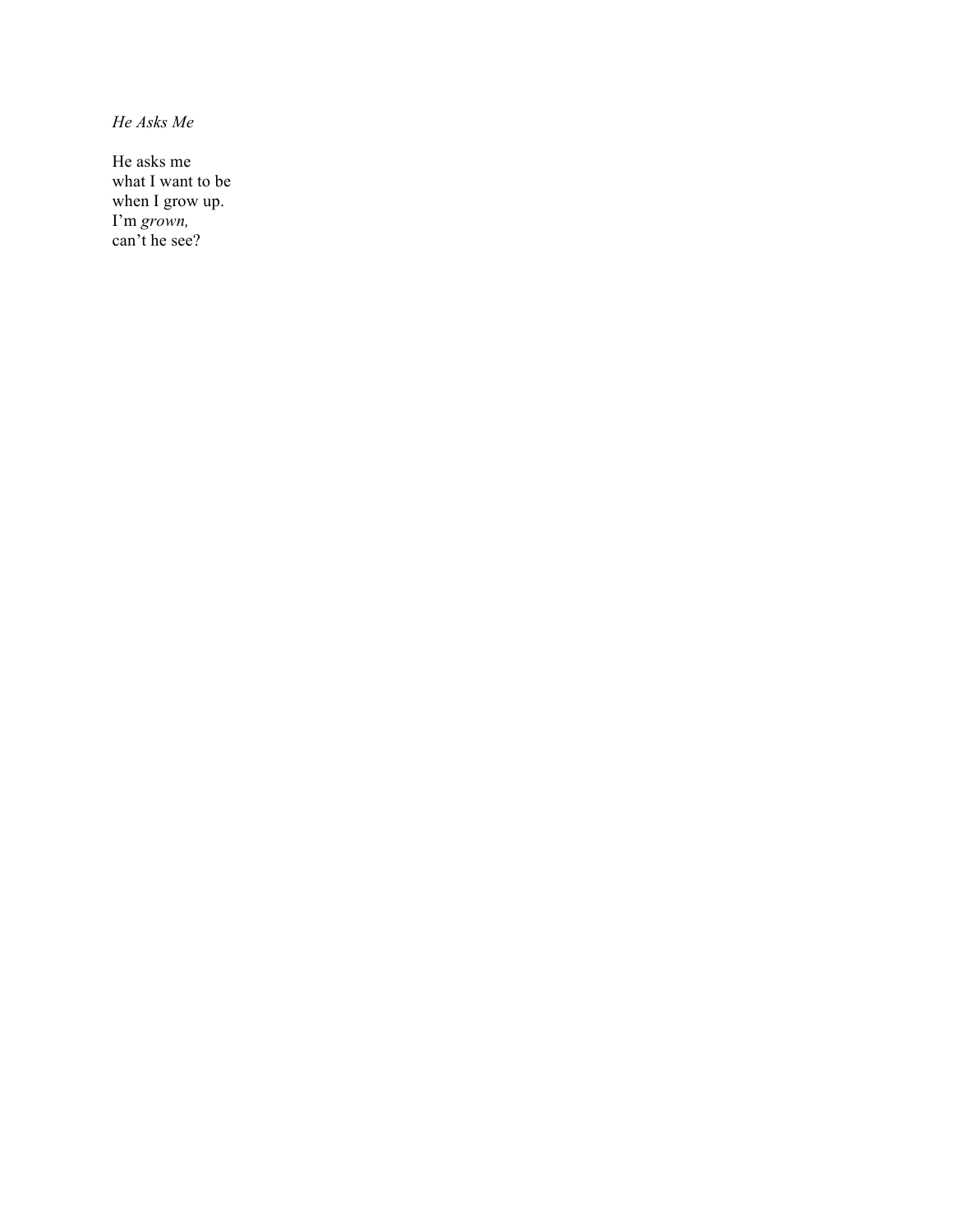*He Asks Me*

He asks me  
what I want to be  
when I grow up.  
I'm *grown,*  
can't he see?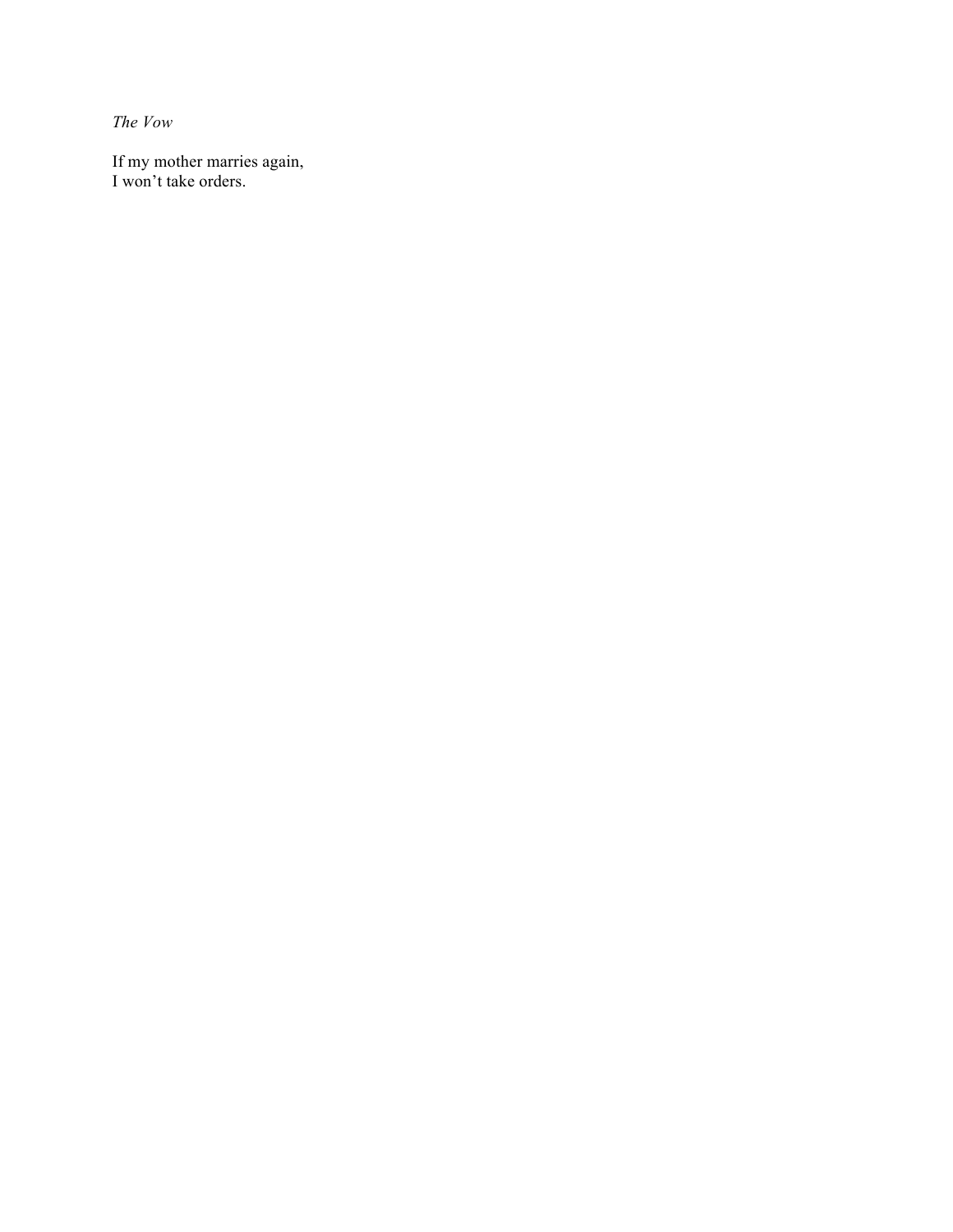*The Vow*

If my mother marries again,
I won't take orders.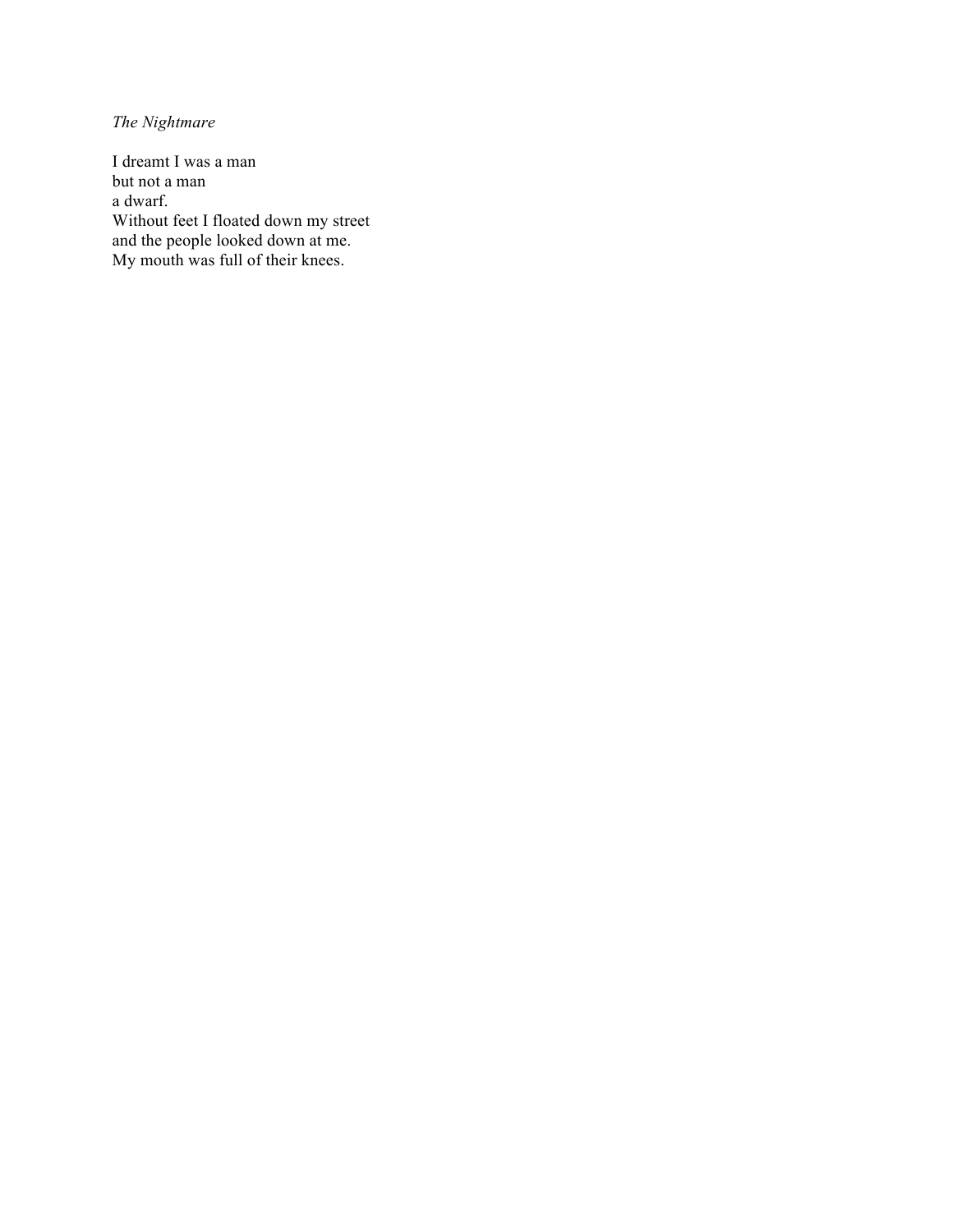*The Nightmare*

I dreamt I was a man
but not a man
a dwarf.
Without feet I floated down my street
and the people looked down at me.
My mouth was full of their knees.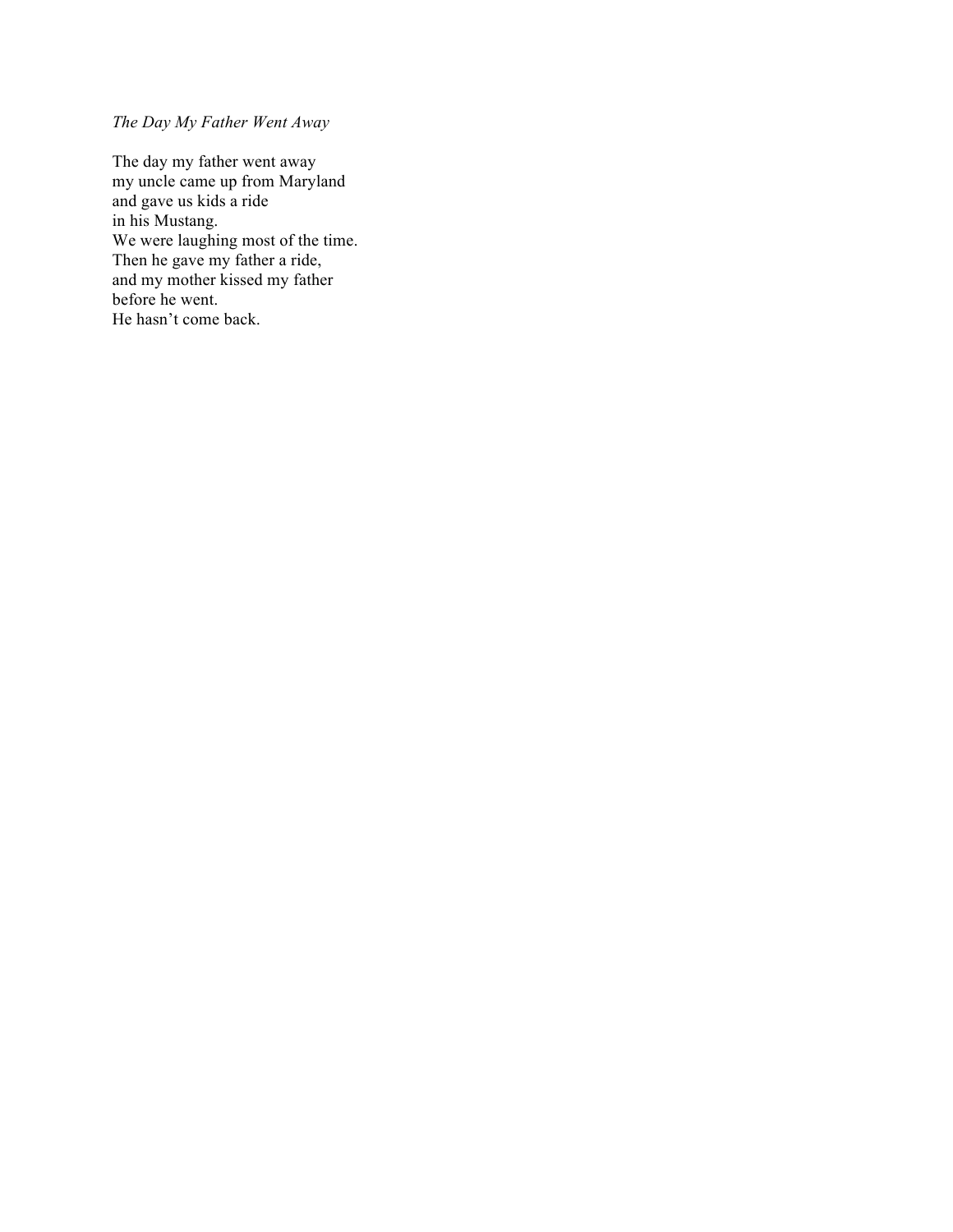*The Day My Father Went Away*

The day my father went away  
my uncle came up from Maryland  
and gave us kids a ride  
in his Mustang.  
We were laughing most of the time.  
Then he gave my father a ride,  
and my mother kissed my father  
before he went.  
He hasn't come back.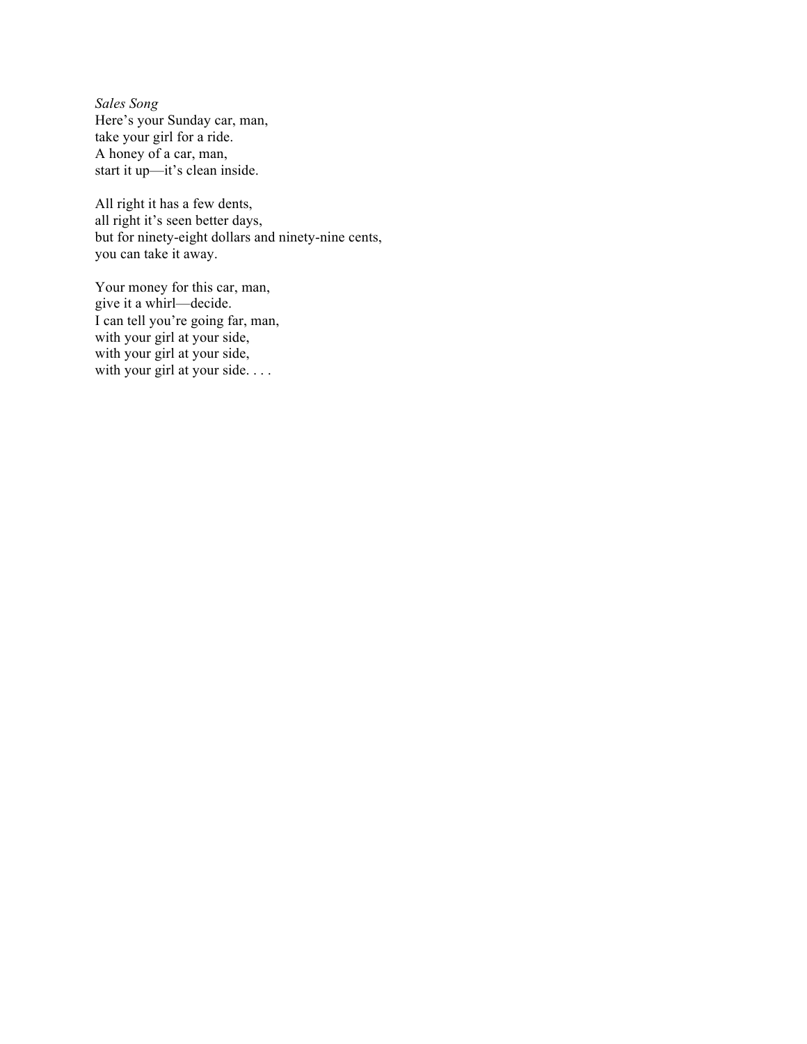*Sales Song*
Here’s your Sunday car, man,
take your girl for a ride.
A honey of a car, man,
start it up—it’s clean inside.

All right it has a few dents,
all right it’s seen better days,
but for ninety-eight dollars and ninety-nine cents,
you can take it away.

Your money for this car, man,
give it a whirl—decide.
I can tell you’re going far, man,
with your girl at your side,
with your girl at your side,
with your girl at your side. . . .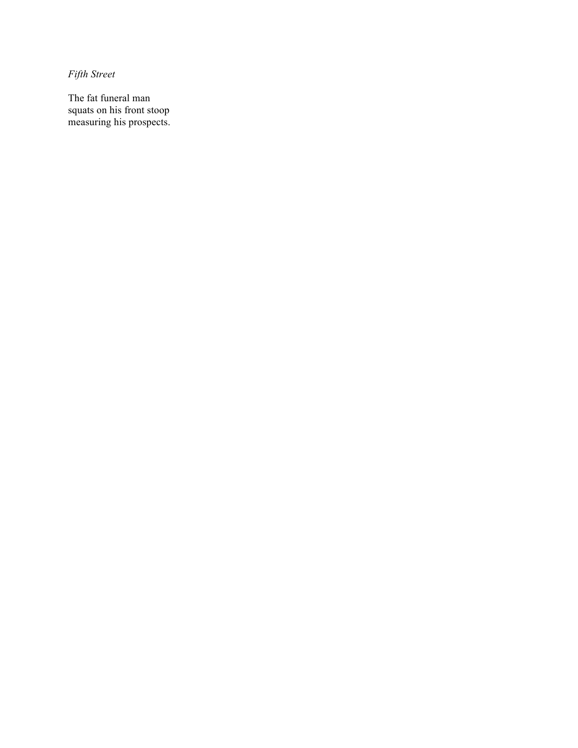*Fifth Street*

The fat funeral man  
squats on his front stoop  
measuring his prospects.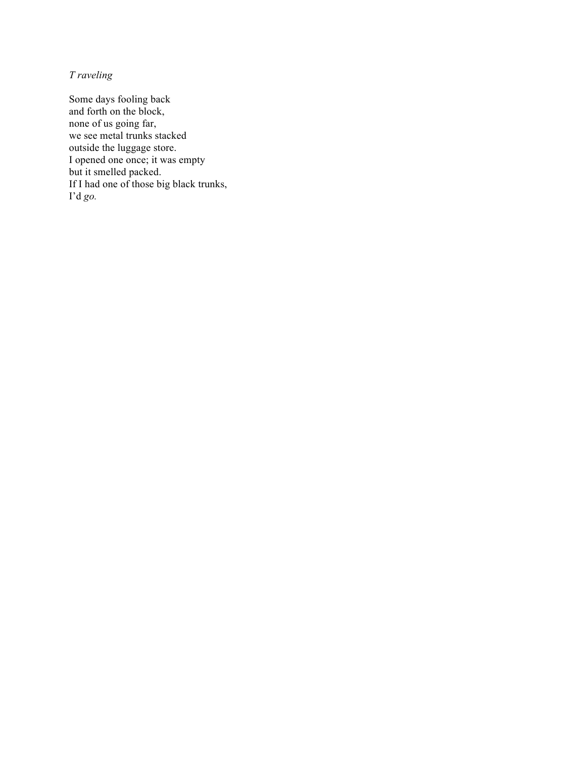*T raveling*

Some days fooling back
and forth on the block,
none of us going far,
we see metal trunks stacked
outside the luggage store.
I opened one once; it was empty
but it smelled packed.
If I had one of those big black trunks,
I'd *go.*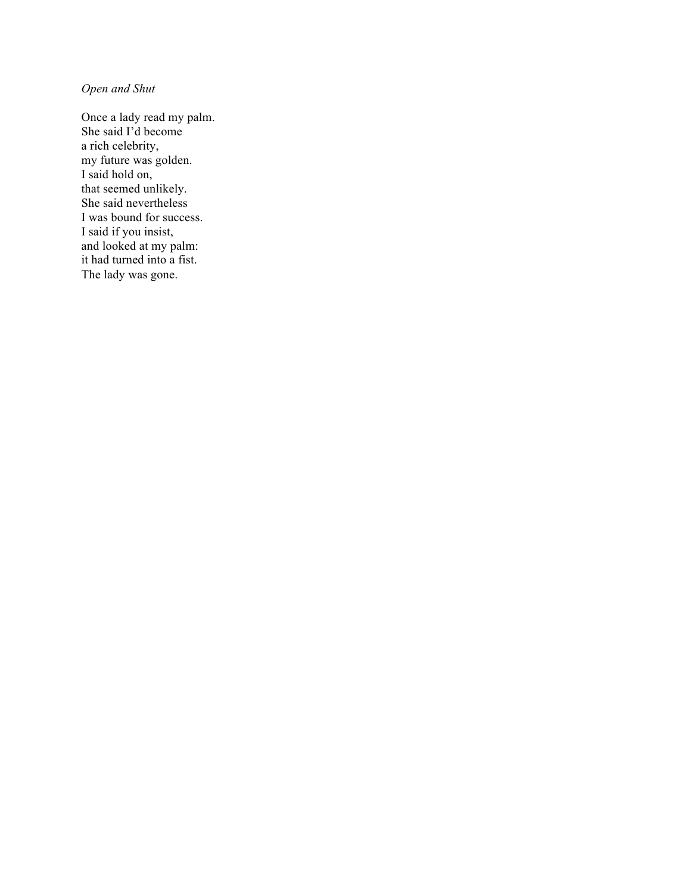*Open and Shut*

Once a lady read my palm.  
She said I'd become  
a rich celebrity,  
my future was golden.  
I said hold on,  
that seemed unlikely.  
She said nevertheless  
I was bound for success.  
I said if you insist,  
and looked at my palm:  
it had turned into a fist.  
The lady was gone.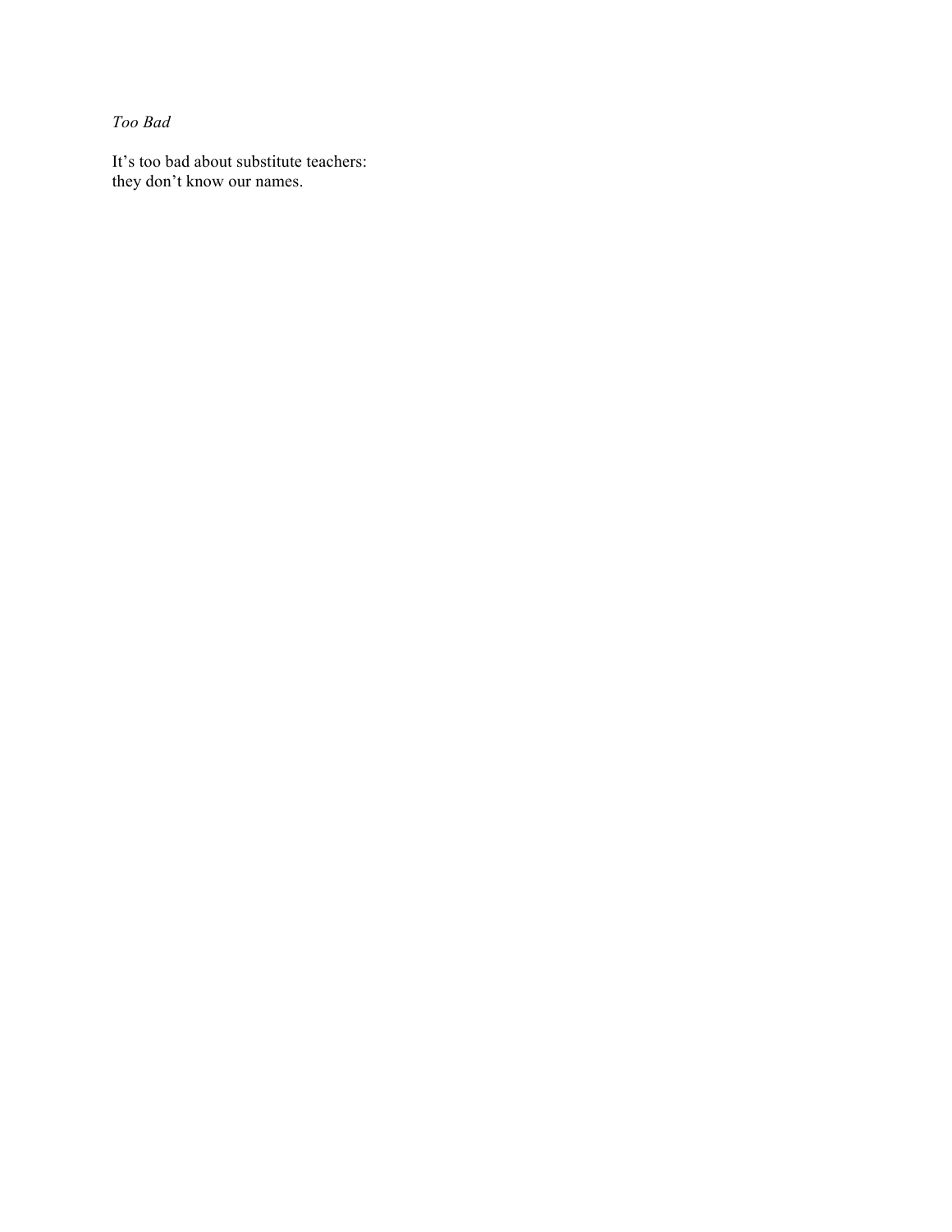*Too Bad*

It’s too bad about substitute teachers:  
they don’t know our names.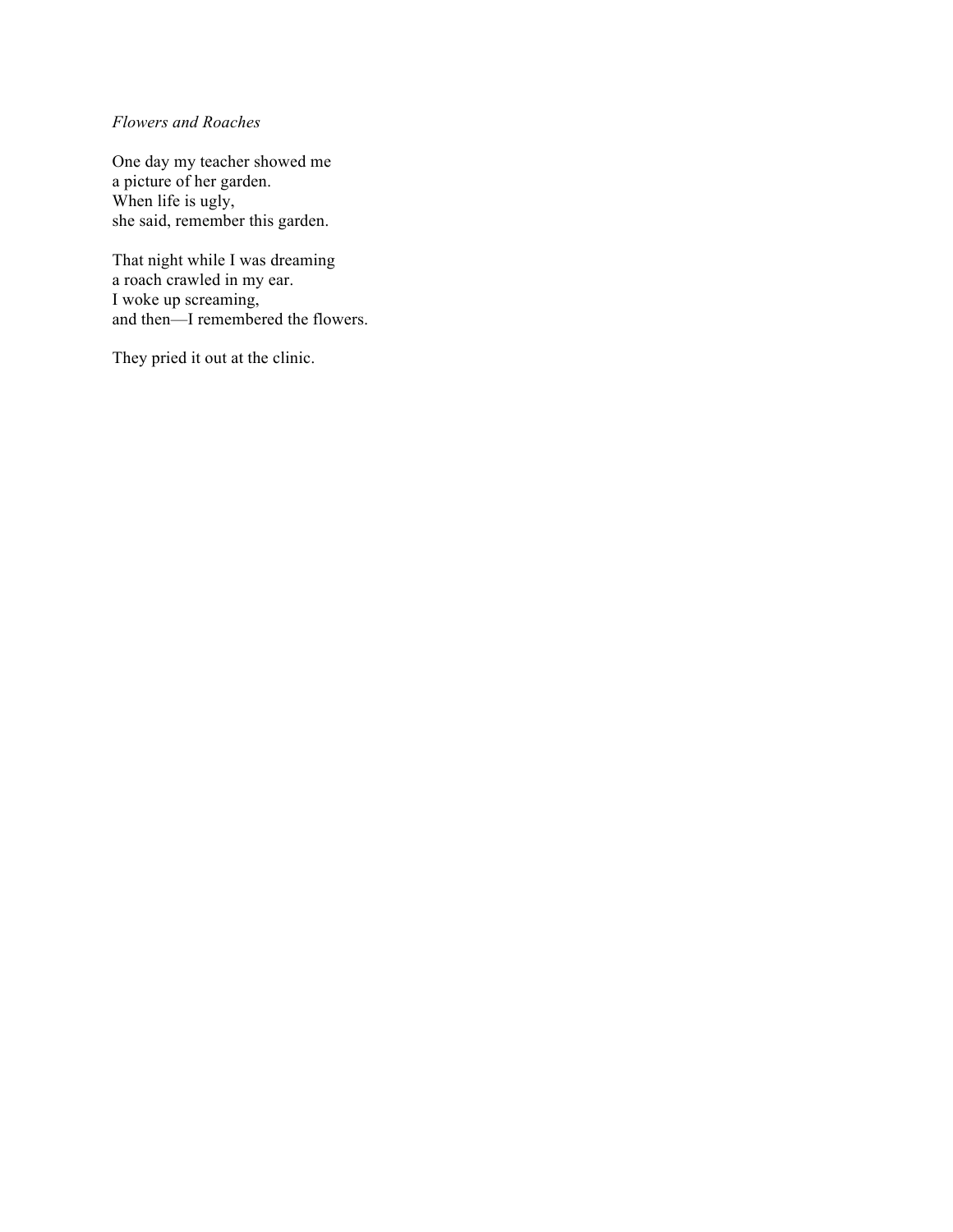*Flowers and Roaches*

One day my teacher showed me
a picture of her garden.
When life is ugly,
she said, remember this garden.

That night while I was dreaming
a roach crawled in my ear.
I woke up screaming,
and then—I remembered the flowers.

They pried it out at the clinic.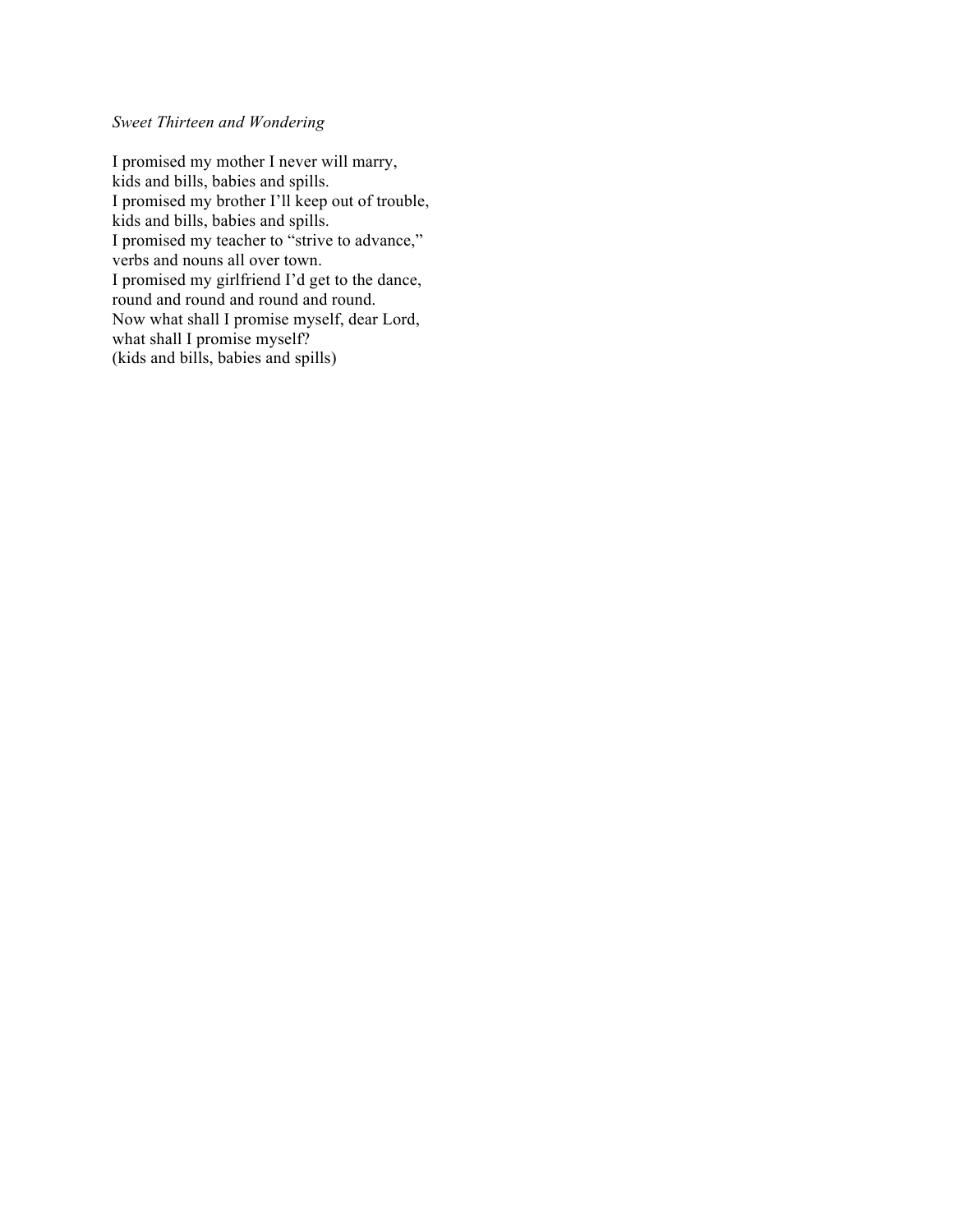*Sweet Thirteen and Wondering*

I promised my mother I never will marry,  
kids and bills, babies and spills.  
I promised my brother I'll keep out of trouble,  
kids and bills, babies and spills.  
I promised my teacher to "strive to advance,"  
verbs and nouns all over town.  
I promised my girlfriend I'd get to the dance,  
round and round and round and round.  
Now what shall I promise myself, dear Lord,  
what shall I promise myself?  
(kids and bills, babies and spills)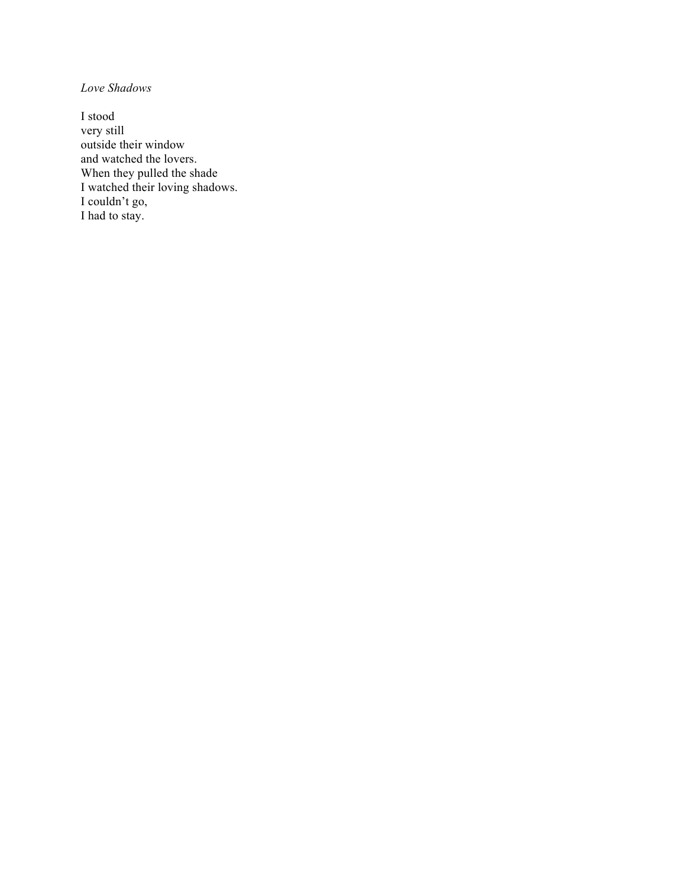*Love Shadows*

I stood  
very still  
outside their window  
and watched the lovers.  
When they pulled the shade  
I watched their loving shadows.  
I couldn’t go,  
I had to stay.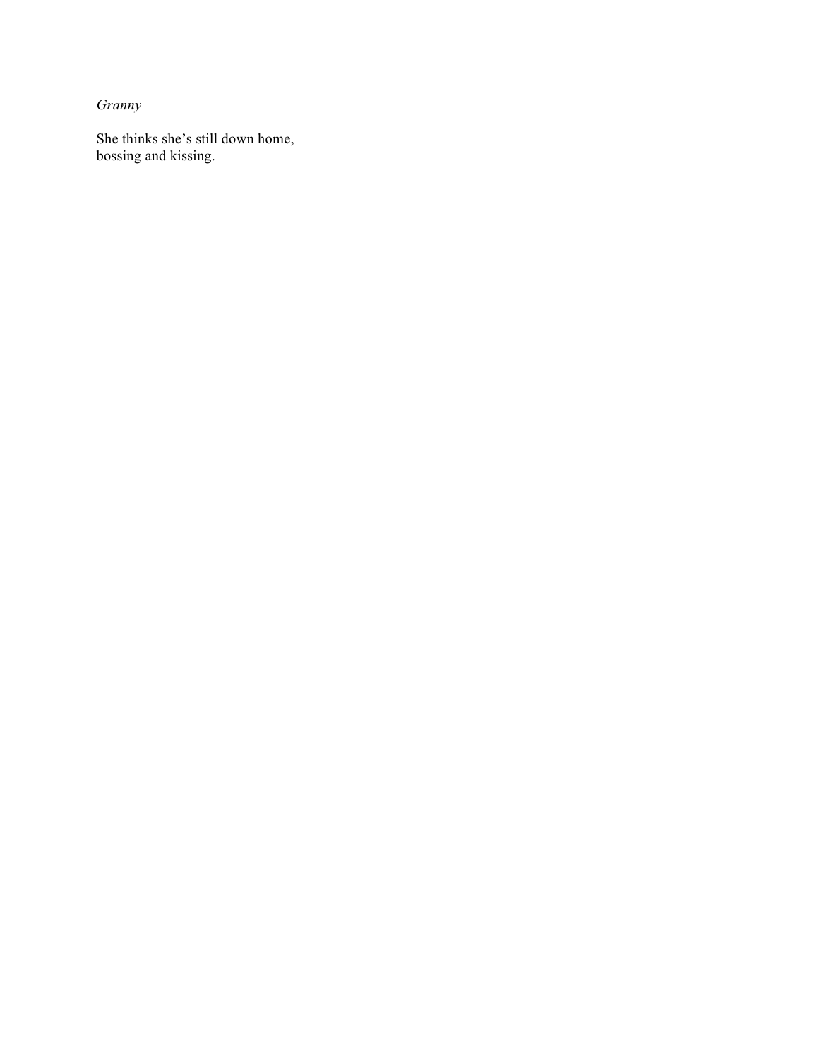*Granny*

She thinks she's still down home,  
bossing and kissing.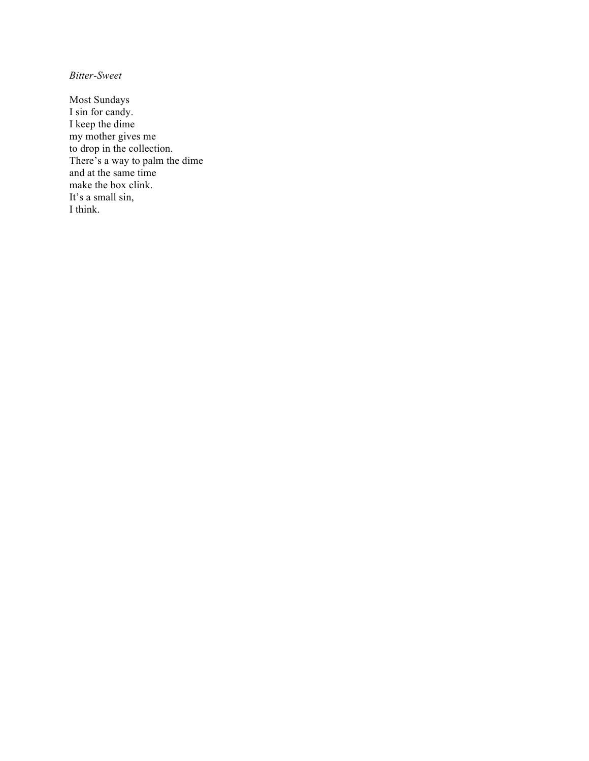*Bitter-Sweet*

Most Sundays  
I sin for candy.  
I keep the dime  
my mother gives me  
to drop in the collection.  
There's a way to palm the dime  
and at the same time  
make the box clink.  
It's a small sin,  
I think.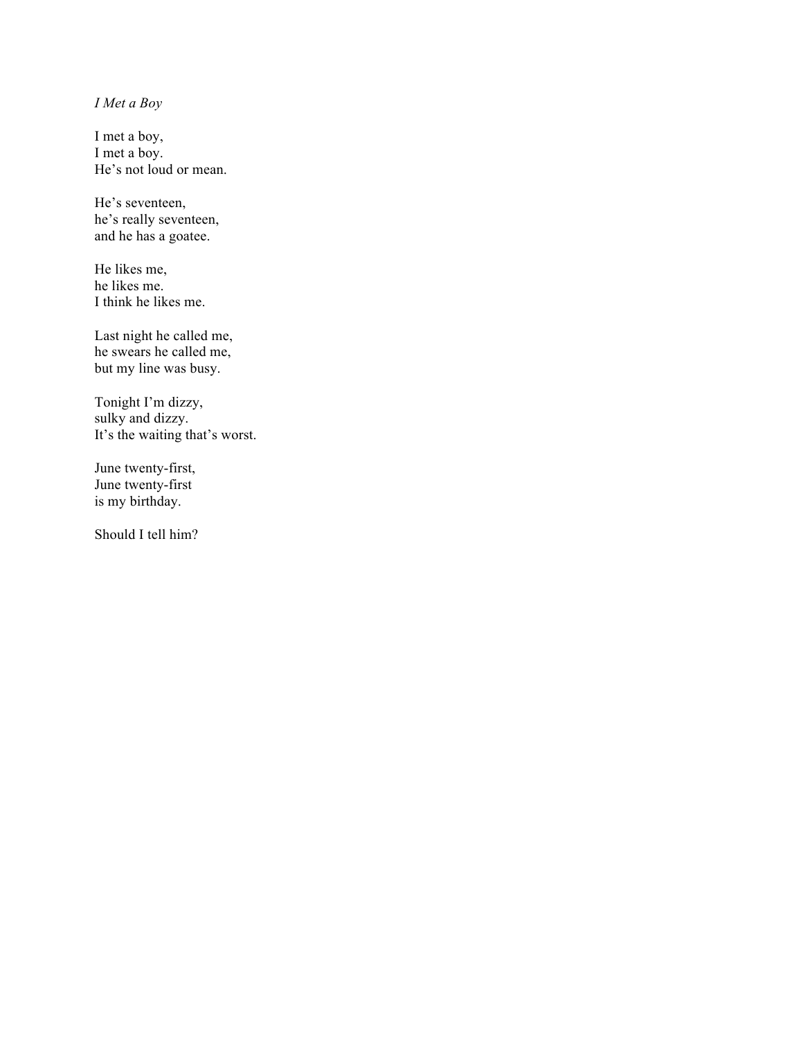*I Met a Boy*

I met a boy,  
I met a boy.  
He's not loud or mean.

He's seventeen,  
he's really seventeen,  
and he has a goatee.

He likes me,  
he likes me.  
I think he likes me.

Last night he called me,  
he swears he called me,  
but my line was busy.

Tonight I'm dizzy,  
sulky and dizzy.  
It's the waiting that's worst.

June twenty-first,  
June twenty-first  
is my birthday.

Should I tell him?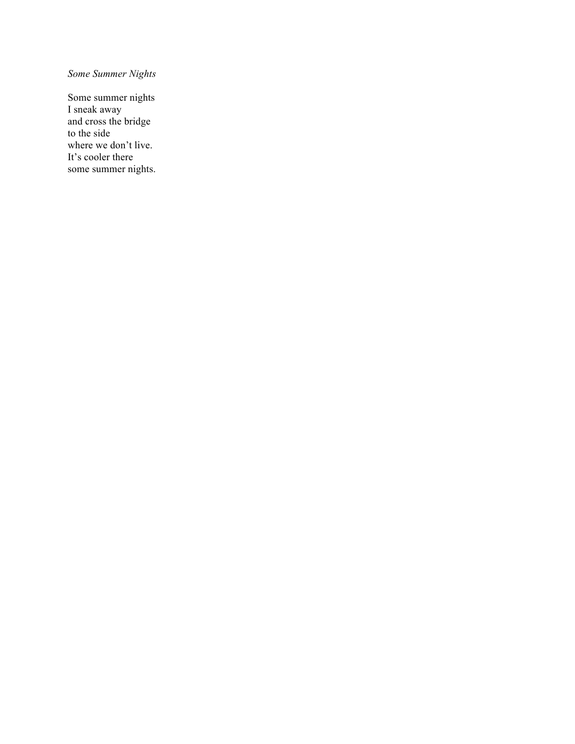*Some Summer Nights*

Some summer nights  
I sneak away  
and cross the bridge  
to the side  
where we don’t live.  
It’s cooler there  
some summer nights.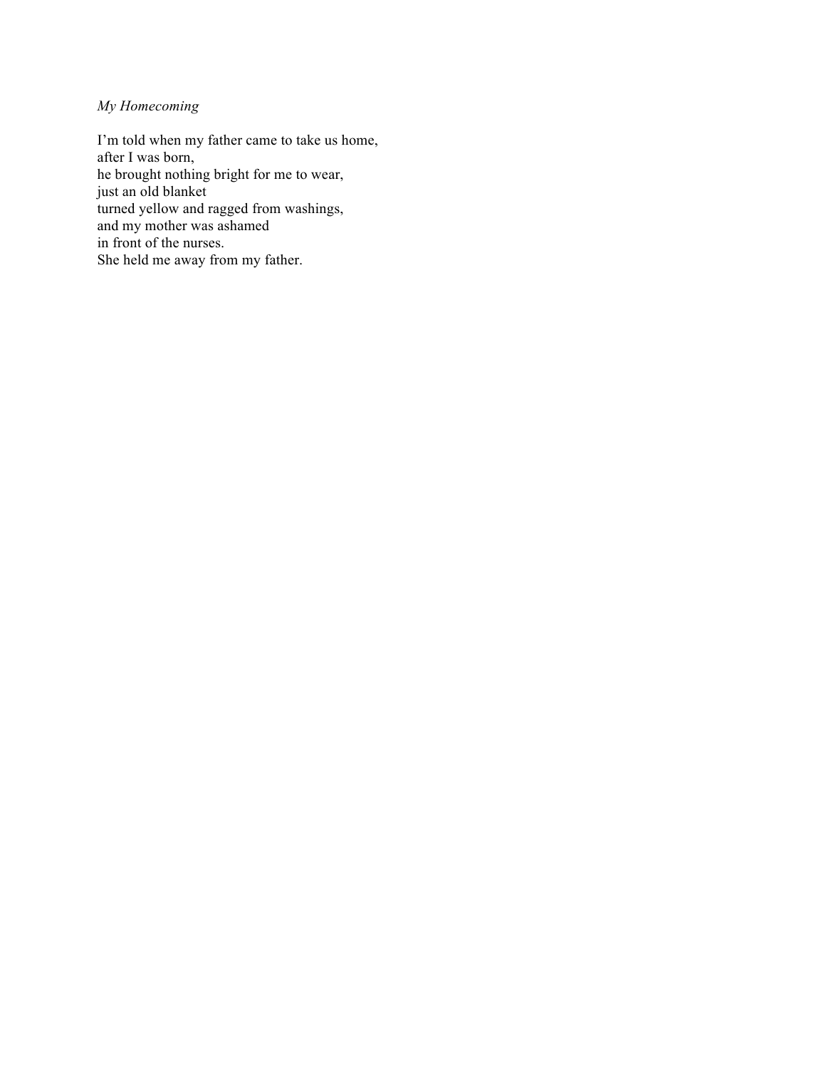*My Homecoming*

I’m told when my father came to take us home,  
after I was born,  
he brought nothing bright for me to wear,  
just an old blanket  
turned yellow and ragged from washings,  
and my mother was ashamed  
in front of the nurses.  
She held me away from my father.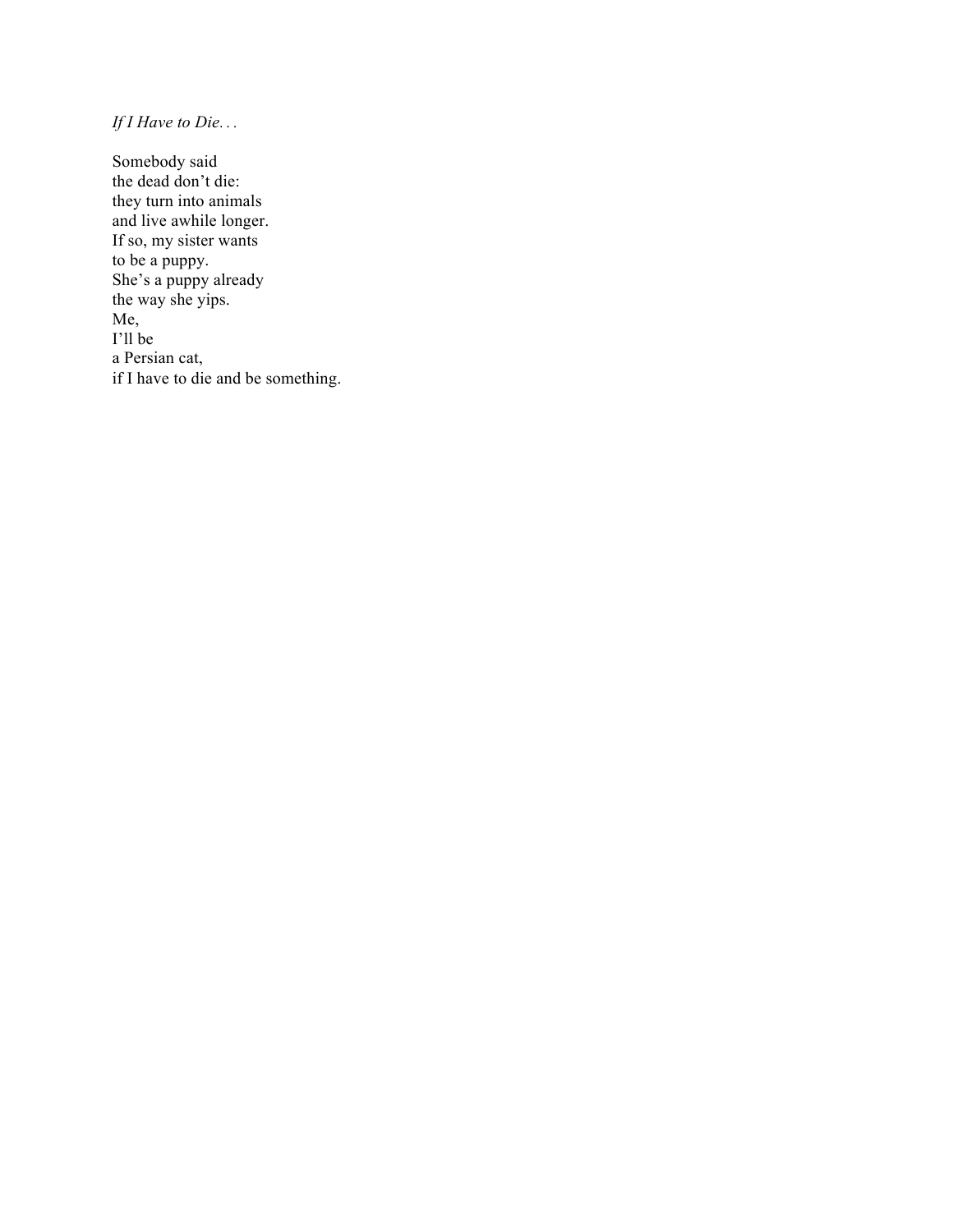*If I Have to Die…*

Somebody said  
the dead don't die:  
they turn into animals  
and live awhile longer.  
If so, my sister wants  
to be a puppy.  
She's a puppy already  
the way she yips.  
Me,  
I'll be  
a Persian cat,  
if I have to die and be something.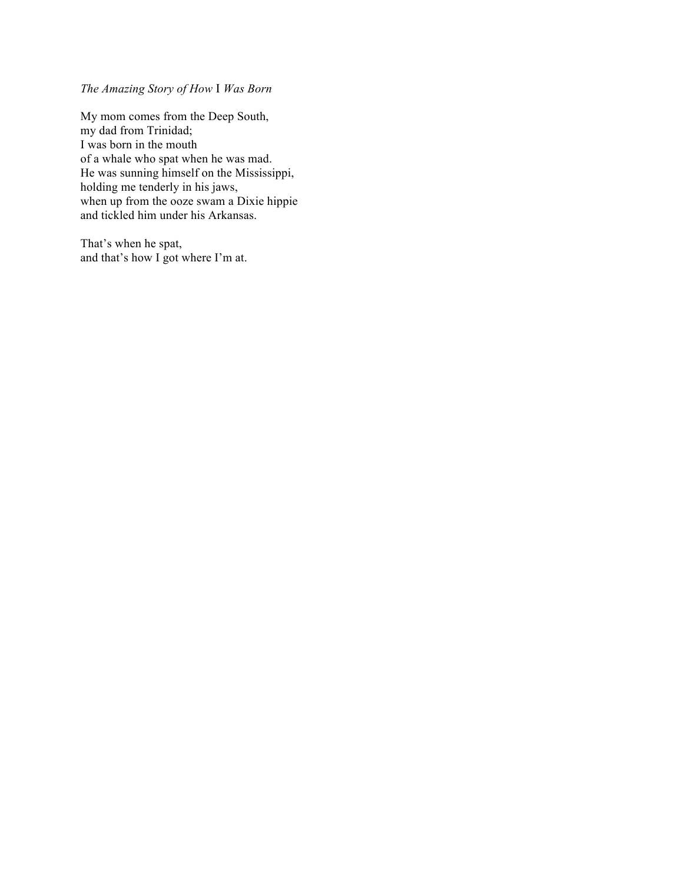*The Amazing Story of How* I *Was Born*

My mom comes from the Deep South,  
my dad from Trinidad;  
I was born in the mouth  
of a whale who spat when he was mad.  
He was sunning himself on the Mississippi,  
holding me tenderly in his jaws,  
when up from the ooze swam a Dixie hippie  
and tickled him under his Arkansas.

That's when he spat,  
and that's how I got where I'm at.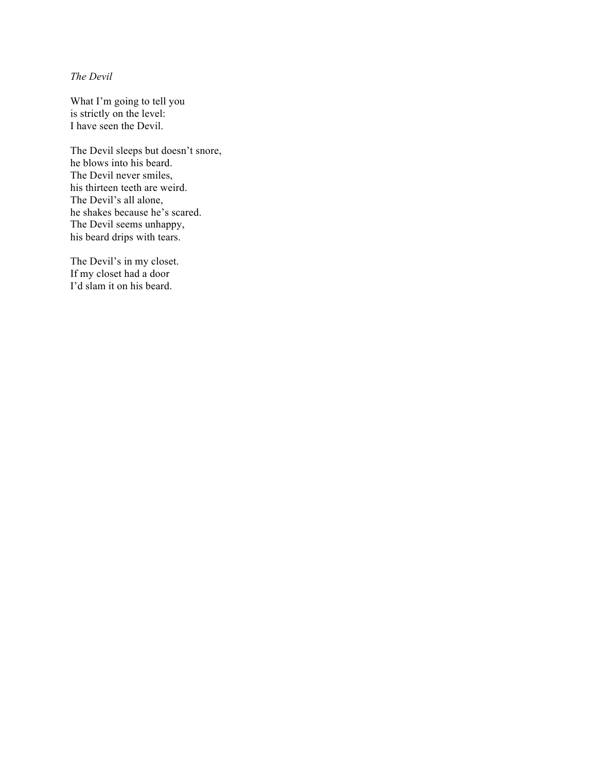*The Devil*

What I'm going to tell you  
is strictly on the level:  
I have seen the Devil.

The Devil sleeps but doesn't snore,  
he blows into his beard.  
The Devil never smiles,  
his thirteen teeth are weird.  
The Devil's all alone,  
he shakes because he's scared.  
The Devil seems unhappy,  
his beard drips with tears.

The Devil's in my closet.  
If my closet had a door  
I'd slam it on his beard.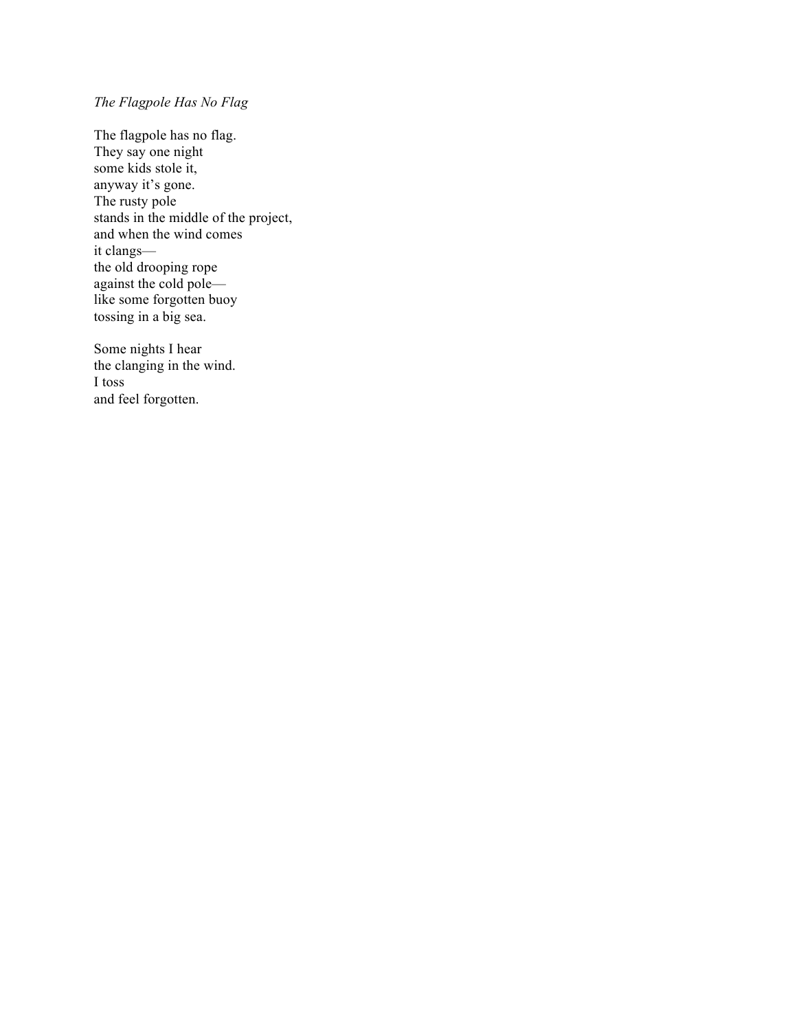*The Flagpole Has No Flag*

The flagpole has no flag.  
They say one night  
some kids stole it,  
anyway it's gone.  
The rusty pole  
stands in the middle of the project,  
and when the wind comes  
it clangs—  
the old drooping rope  
against the cold pole—  
like some forgotten buoy  
tossing in a big sea.

Some nights I hear  
the clanging in the wind.  
I toss  
and feel forgotten.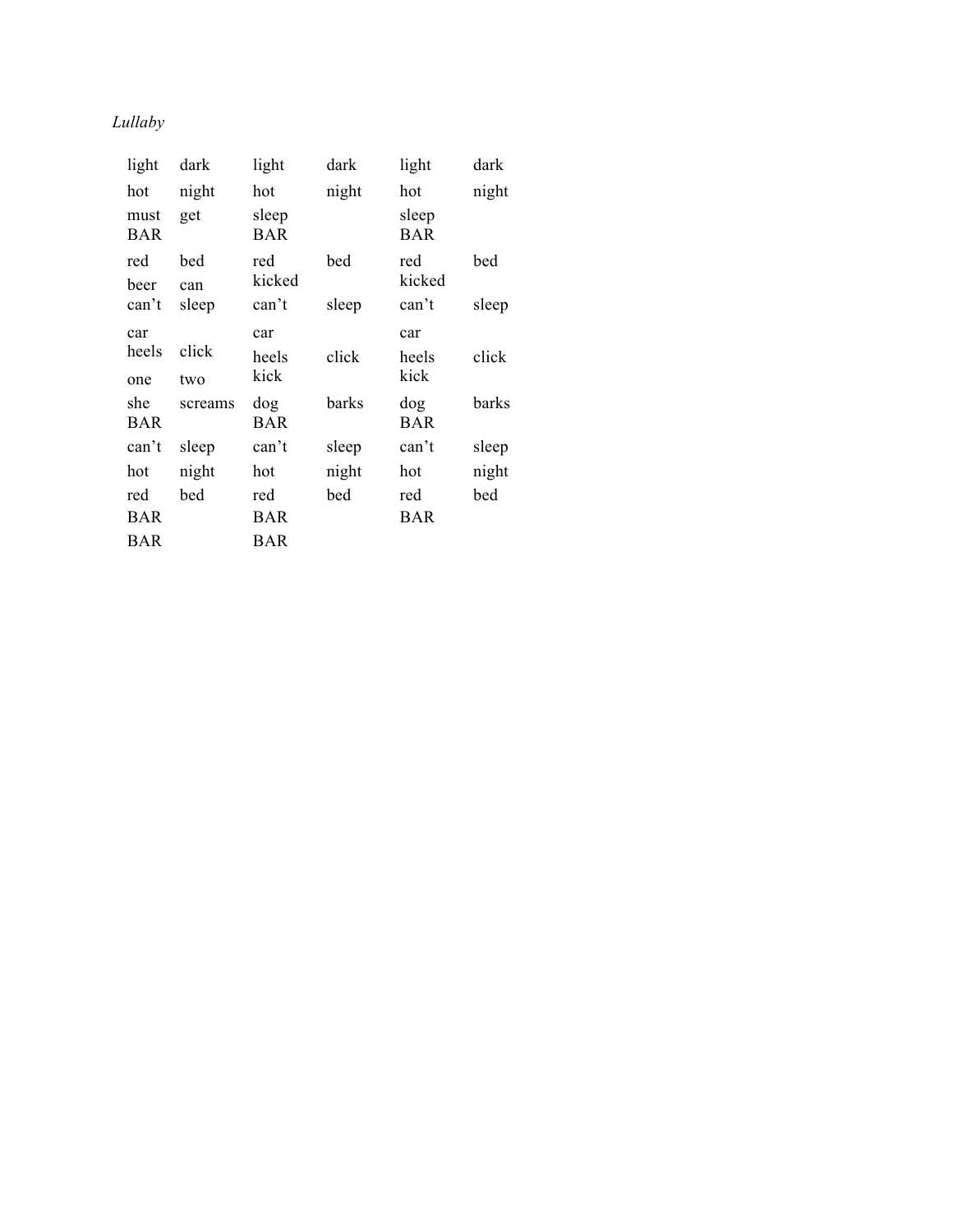*Lullaby*

| | | | | | |
|---|---|---|---|---|---|
| light | dark | light | dark | light | dark |
| hot | night | hot | night | hot | night |
| must<br>BAR | get | sleep<br>BAR | | sleep<br>BAR | |
| red | bed | red | bed | red | bed |
| beer | can | kicked | | kicked | |
| can't | sleep | can't | sleep | can't | sleep |
| car | | car | | car | |
| heels | click | heels | click | heels | click |
| one | two | kick | | kick | |
| she<br>BAR | screams | dog<br>BAR | barks | dog<br>BAR | barks |
| can't | sleep | can't | sleep | can't | sleep |
| hot | night | hot | night | hot | night |
| red | bed | red | bed | red | bed |
| BAR | | BAR | | BAR | |
| BAR | | BAR | | | |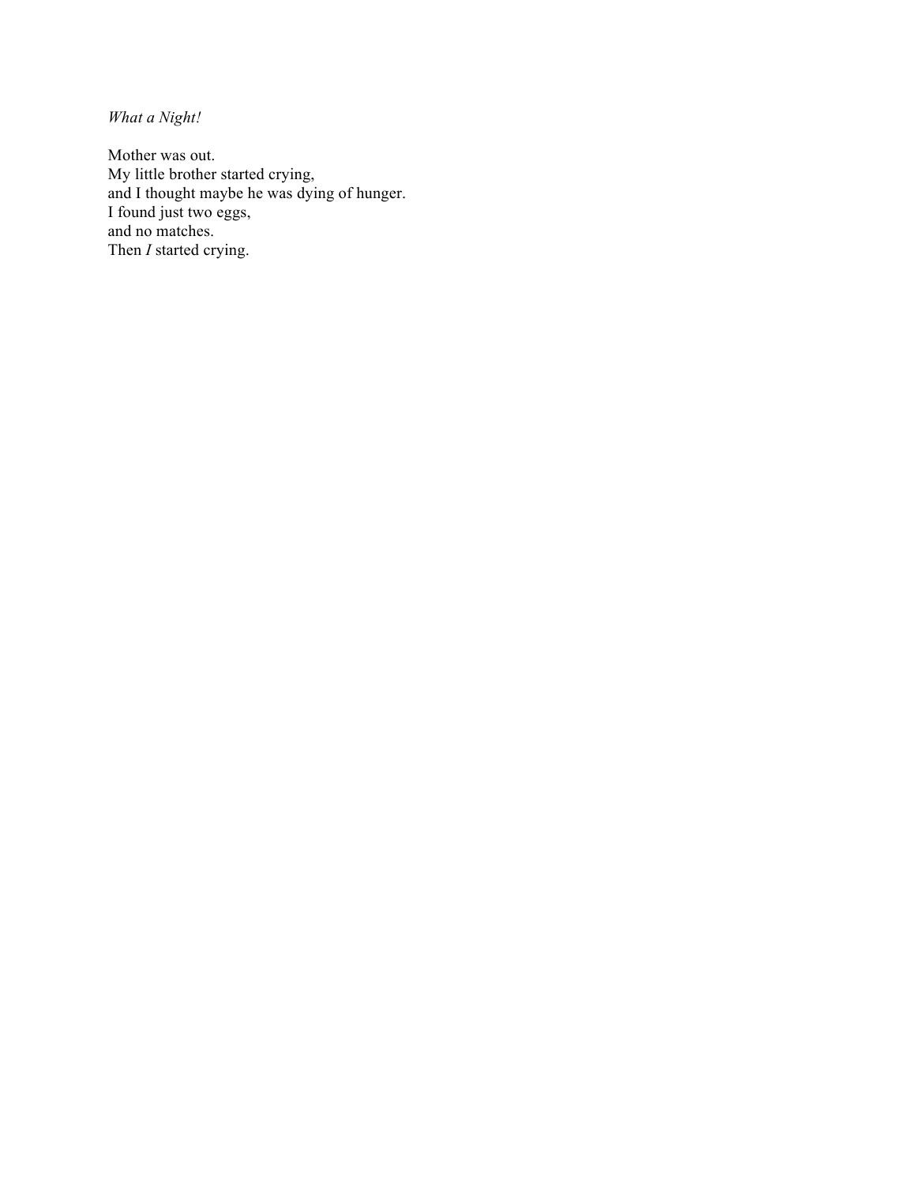*What a Night!*

Mother was out.  
My little brother started crying,  
and I thought maybe he was dying of hunger.  
I found just two eggs,  
and no matches.  
Then *I* started crying.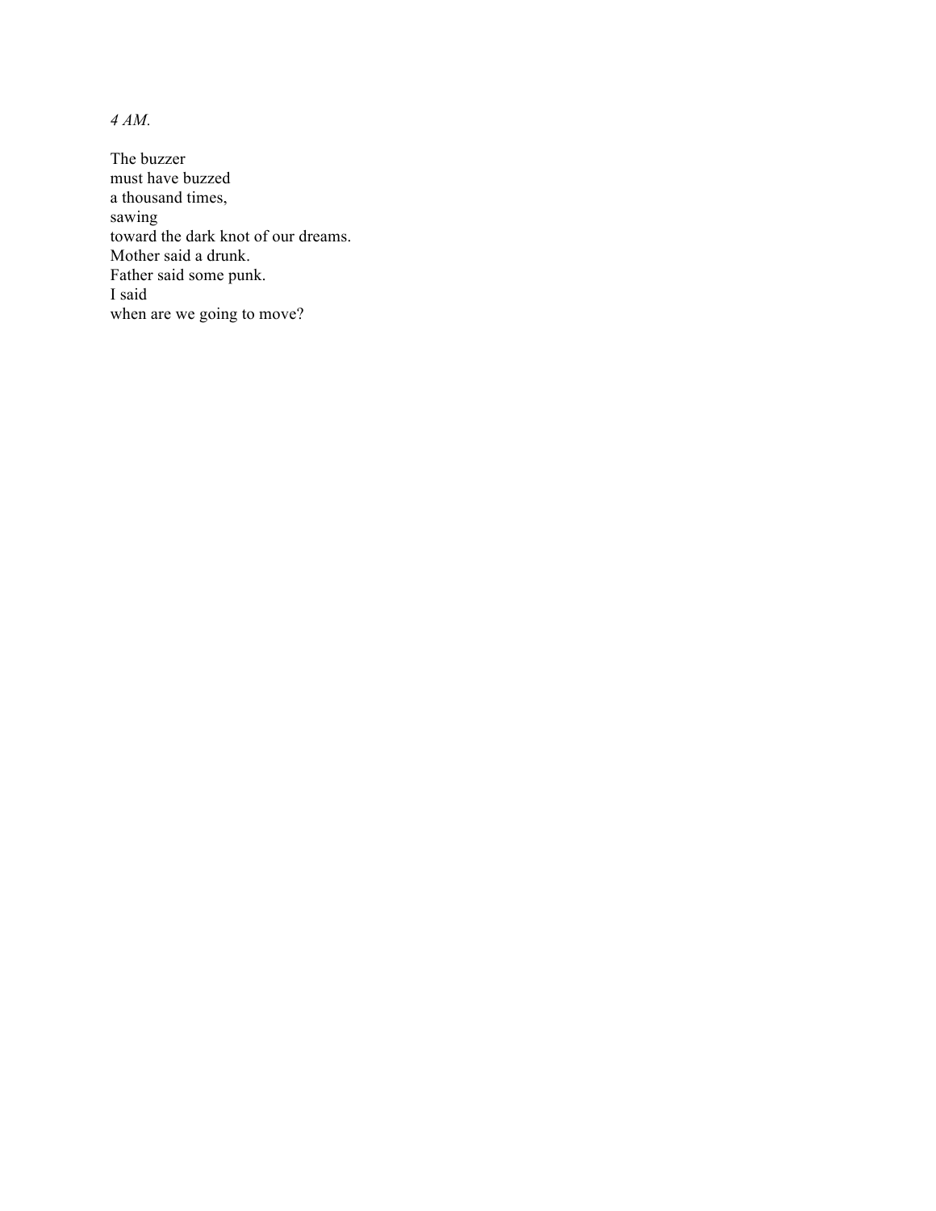*4 AM.*

The buzzer  
must have buzzed  
a thousand times,  
sawing  
toward the dark knot of our dreams.  
Mother said a drunk.  
Father said some punk.  
I said  
when are we going to move?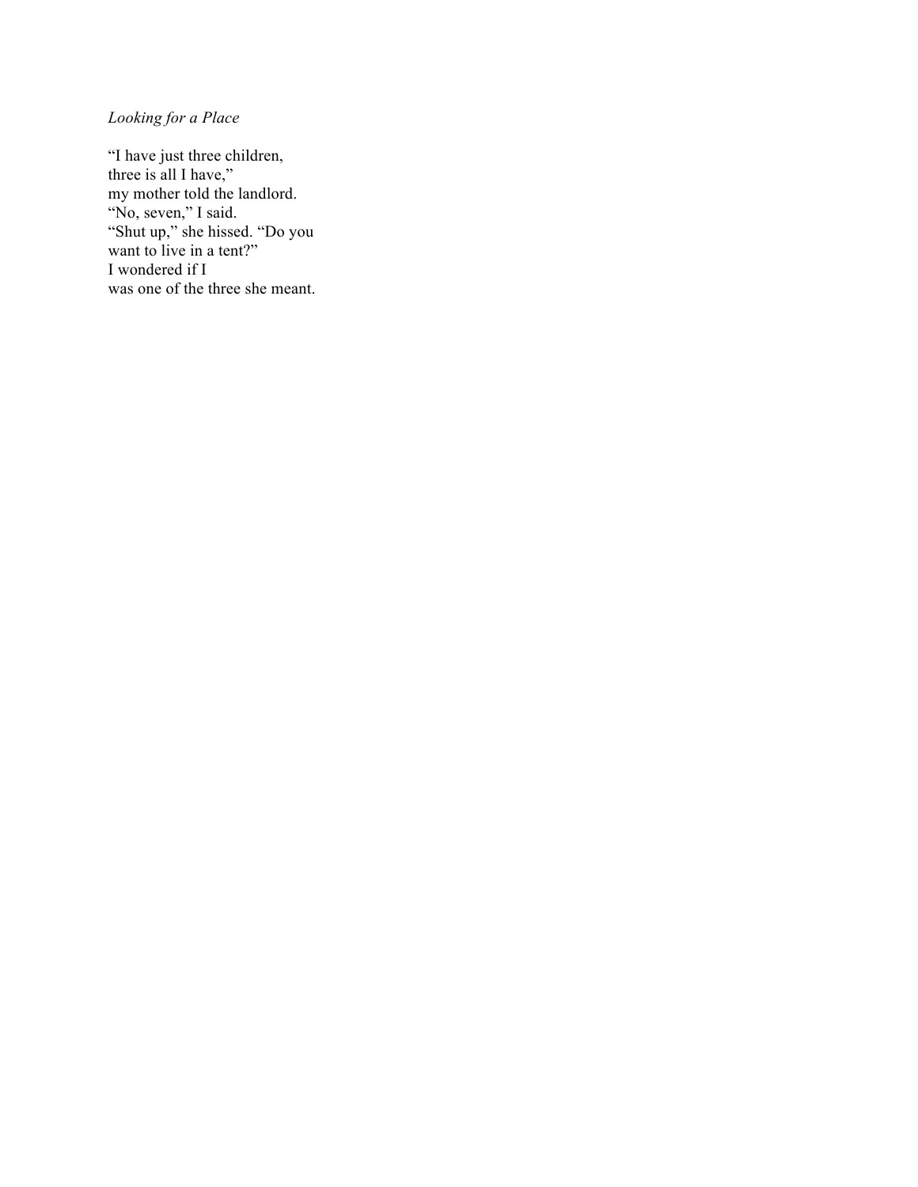*Looking for a Place*

"I have just three children,  
three is all I have,"  
my mother told the landlord.  
"No, seven," I said.  
"Shut up," she hissed. "Do you  
want to live in a tent?"  
I wondered if I  
was one of the three she meant.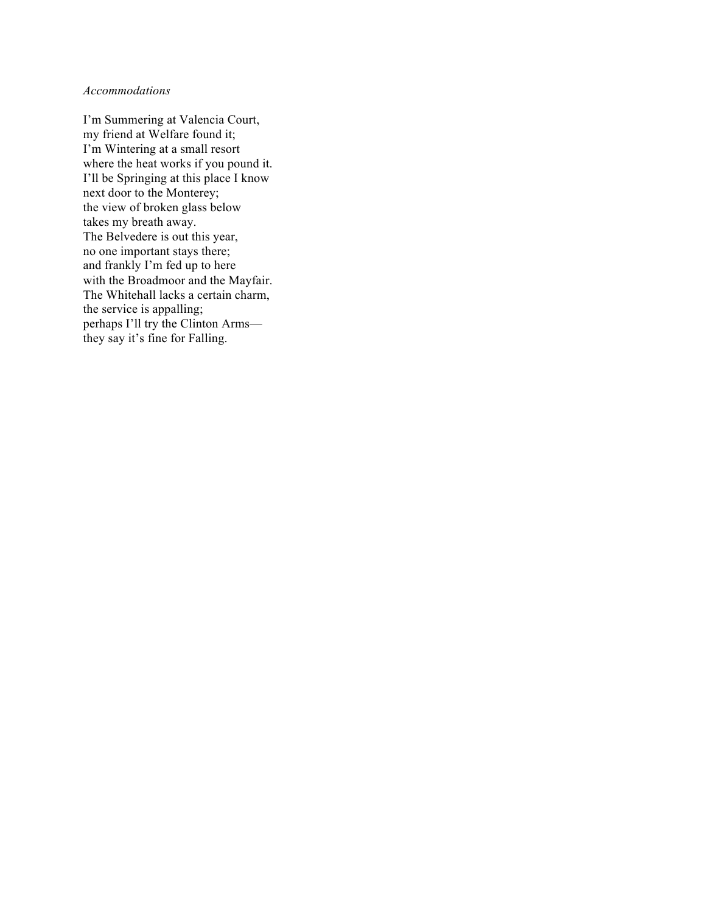*Accommodations*

I'm Summering at Valencia Court,
my friend at Welfare found it;
I'm Wintering at a small resort
where the heat works if you pound it.
I'll be Springing at this place I know
next door to the Monterey;
the view of broken glass below
takes my breath away.
The Belvedere is out this year,
no one important stays there;
and frankly I'm fed up to here
with the Broadmoor and the Mayfair.
The Whitehall lacks a certain charm,
the service is appalling;
perhaps I'll try the Clinton Arms—
they say it's fine for Falling.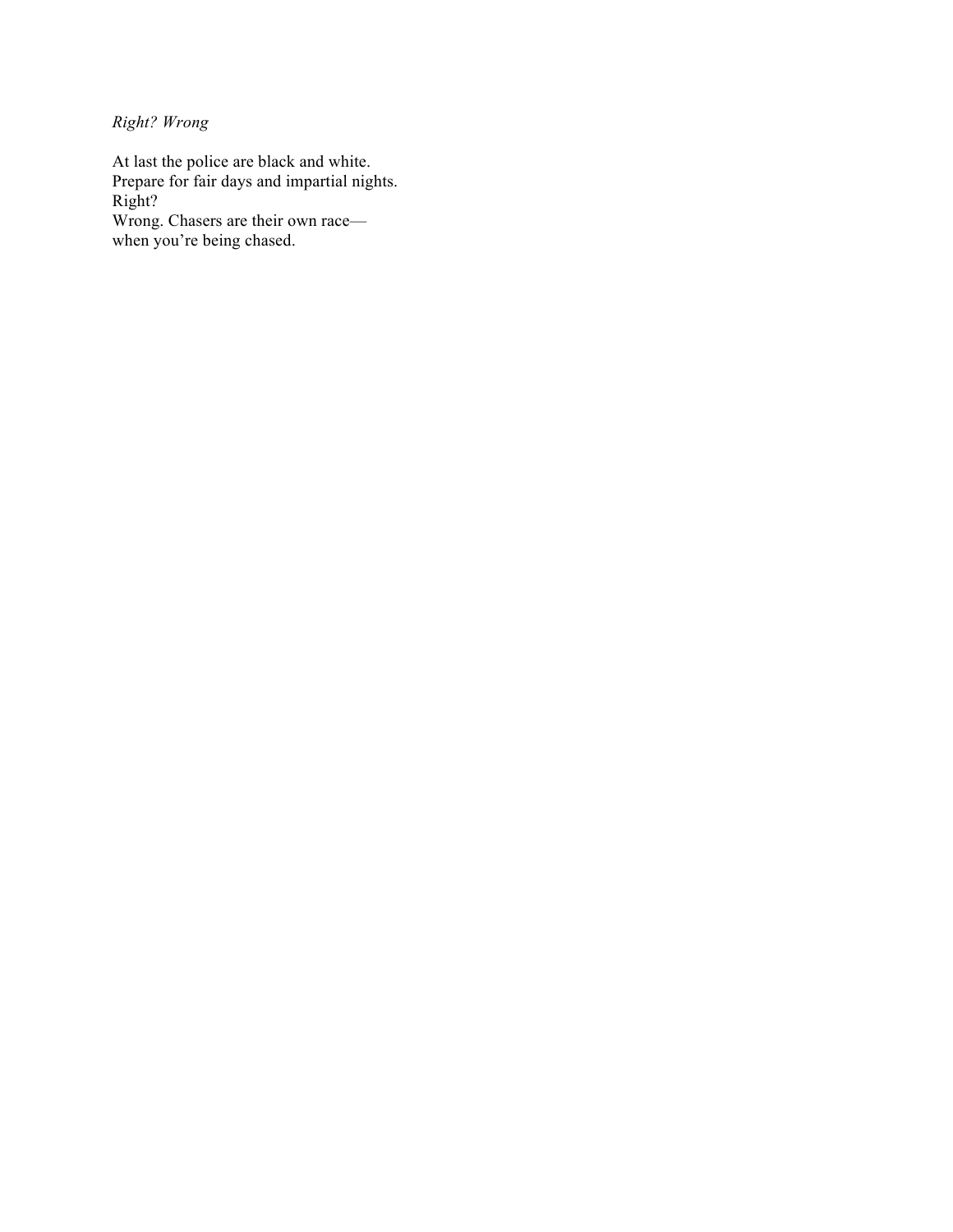*Right? Wrong*

At last the police are black and white.  
Prepare for fair days and impartial nights.  
Right?  
Wrong. Chasers are their own race—  
when you're being chased.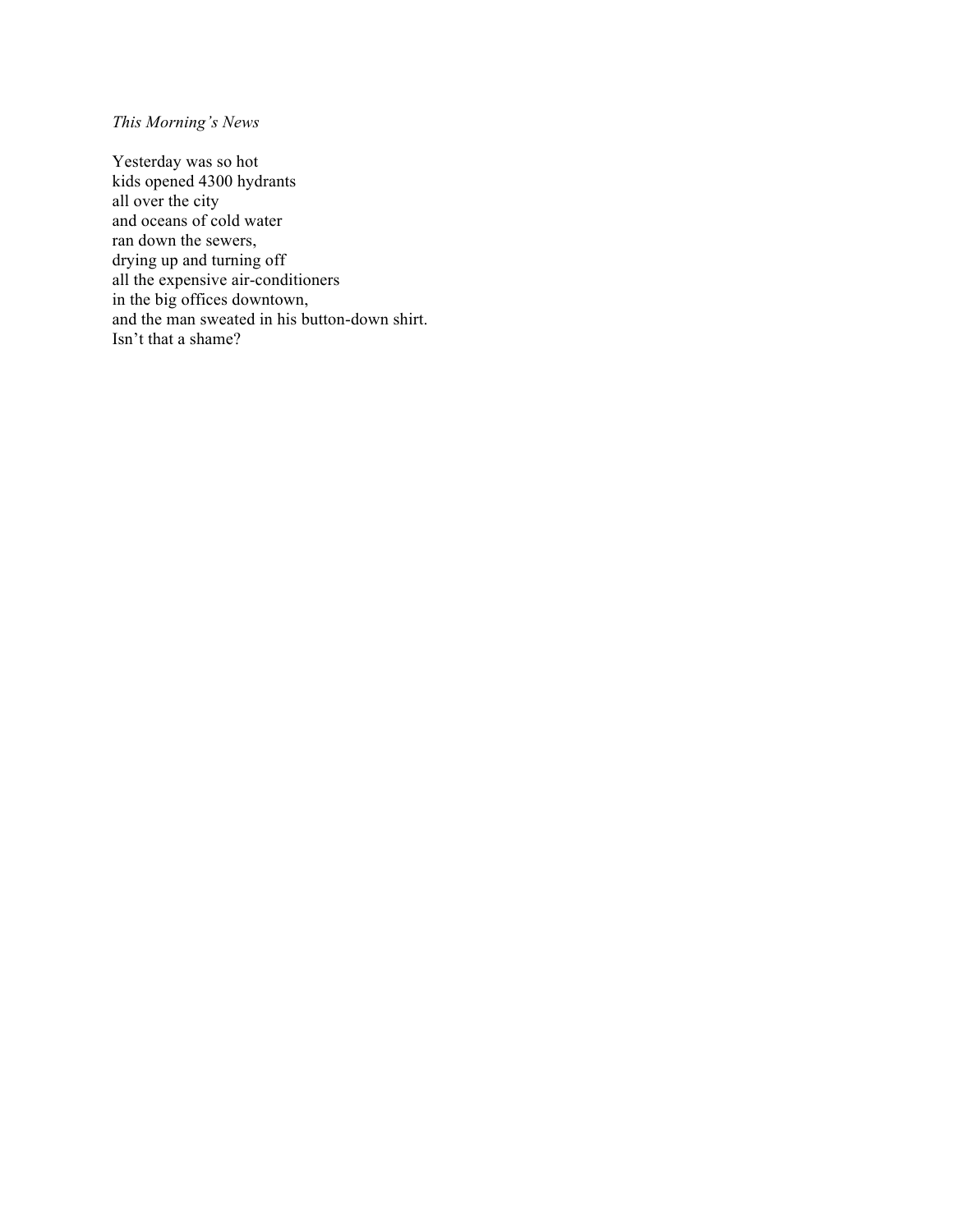*This Morning's News*

Yesterday was so hot  
kids opened 4300 hydrants  
all over the city  
and oceans of cold water  
ran down the sewers,  
drying up and turning off  
all the expensive air-conditioners  
in the big offices downtown,  
and the man sweated in his button-down shirt.  
Isn't that a shame?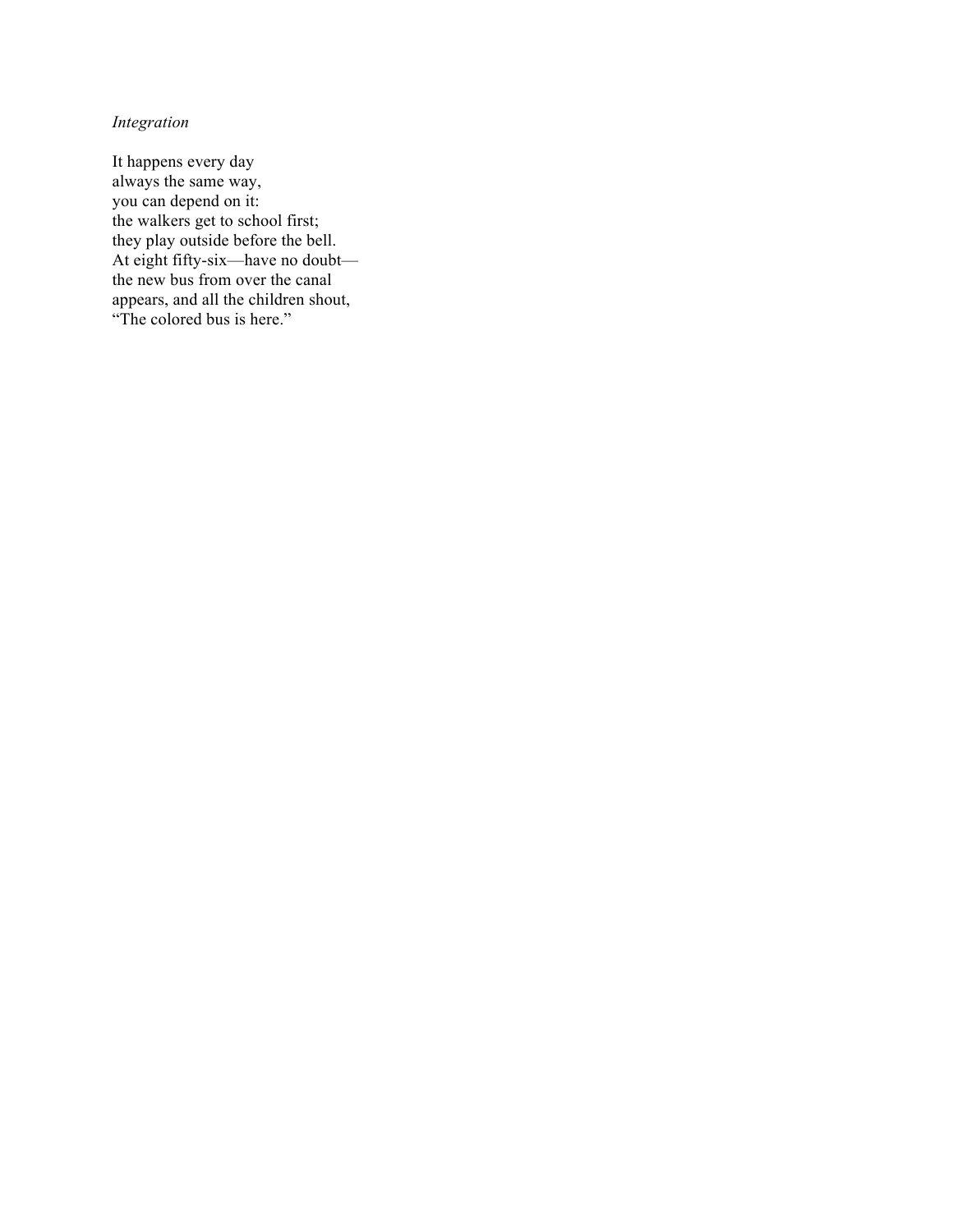*Integration*

It happens every day  
always the same way,  
you can depend on it:  
the walkers get to school first;  
they play outside before the bell.  
At eight fifty-six—have no doubt—  
the new bus from over the canal  
appears, and all the children shout,  
“The colored bus is here.”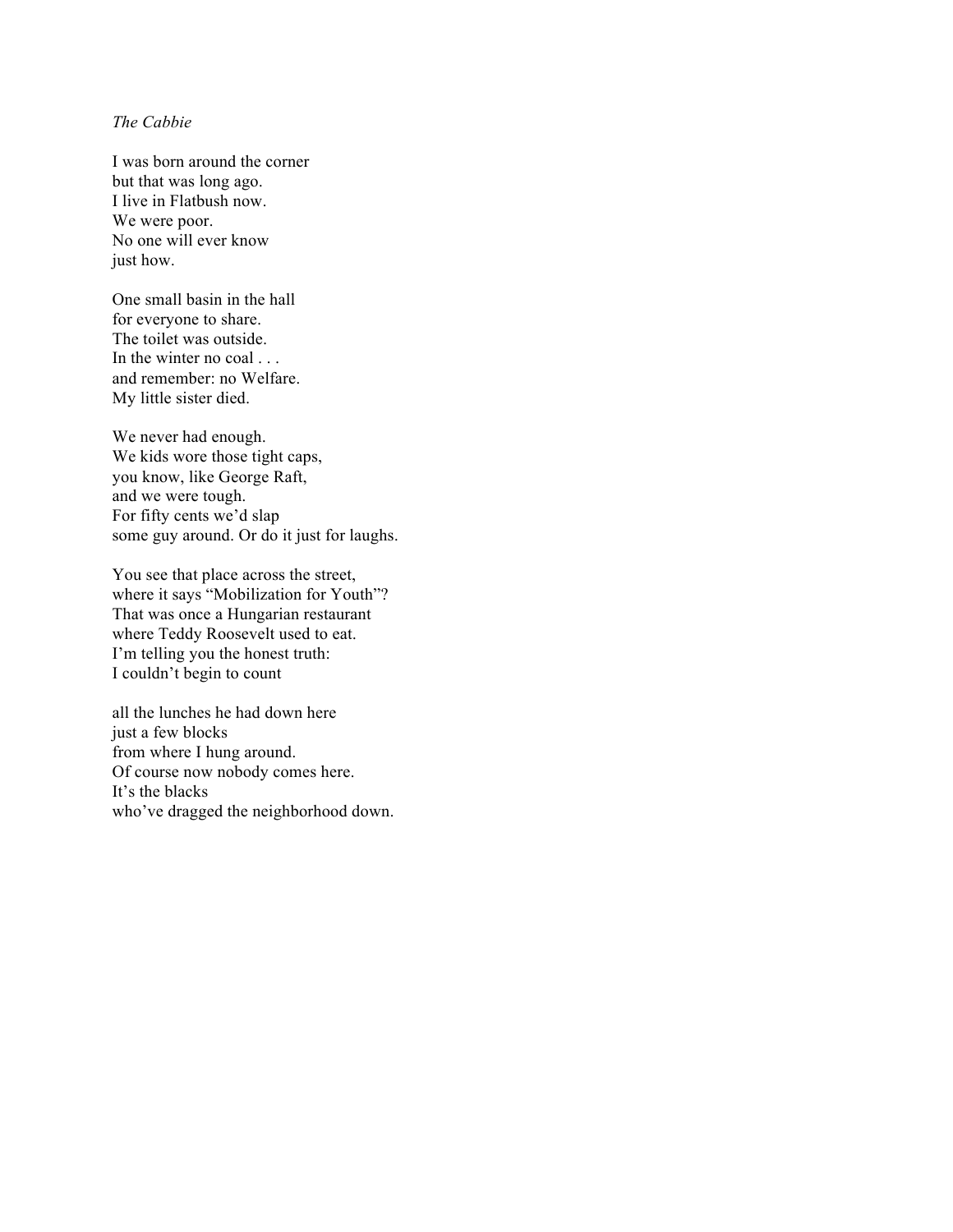*The Cabbie*

I was born around the corner  
but that was long ago.  
I live in Flatbush now.  
We were poor.  
No one will ever know  
just how.

One small basin in the hall  
for everyone to share.  
The toilet was outside.  
In the winter no coal . . .  
and remember: no Welfare.  
My little sister died.

We never had enough.  
We kids wore those tight caps,  
you know, like George Raft,  
and we were tough.  
For fifty cents we'd slap  
some guy around. Or do it just for laughs.

You see that place across the street,  
where it says "Mobilization for Youth"?  
That was once a Hungarian restaurant  
where Teddy Roosevelt used to eat.  
I'm telling you the honest truth:  
I couldn't begin to count

all the lunches he had down here  
just a few blocks  
from where I hung around.  
Of course now nobody comes here.  
It's the blacks  
who've dragged the neighborhood down.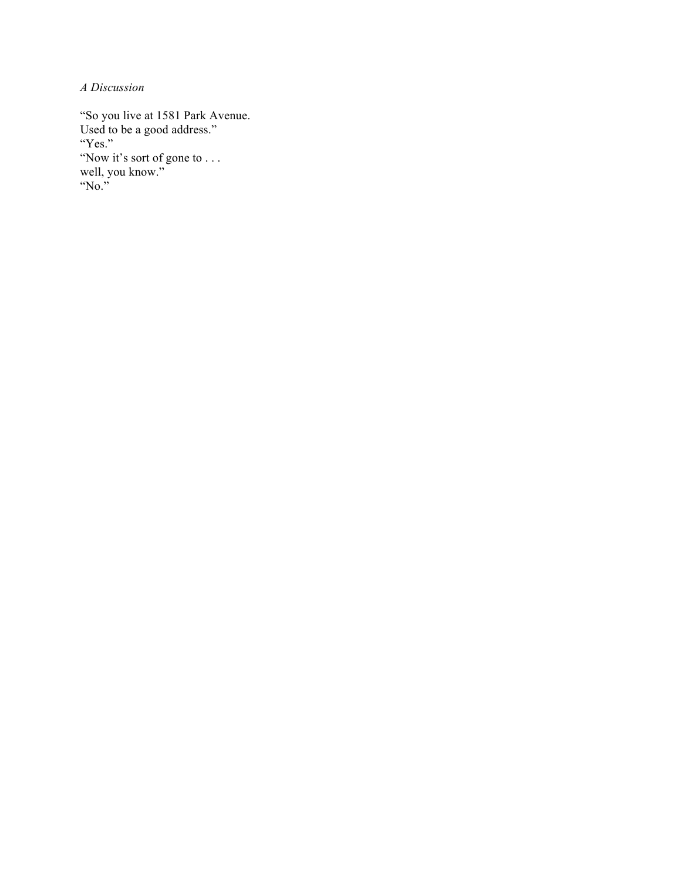*A Discussion*

"So you live at 1581 Park Avenue.
Used to be a good address."
"Yes."
"Now it's sort of gone to . . .
well, you know."
"No."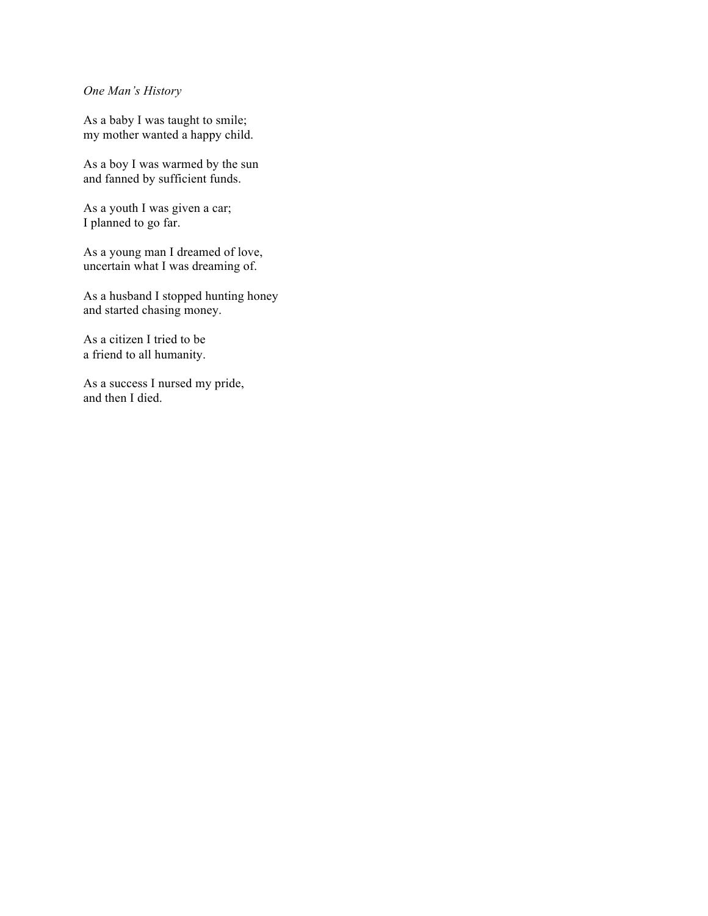*One Man's History*

As a baby I was taught to smile;
my mother wanted a happy child.

As a boy I was warmed by the sun
and fanned by sufficient funds.

As a youth I was given a car;
I planned to go far.

As a young man I dreamed of love,
uncertain what I was dreaming of.

As a husband I stopped hunting honey
and started chasing money.

As a citizen I tried to be
a friend to all humanity.

As a success I nursed my pride,
and then I died.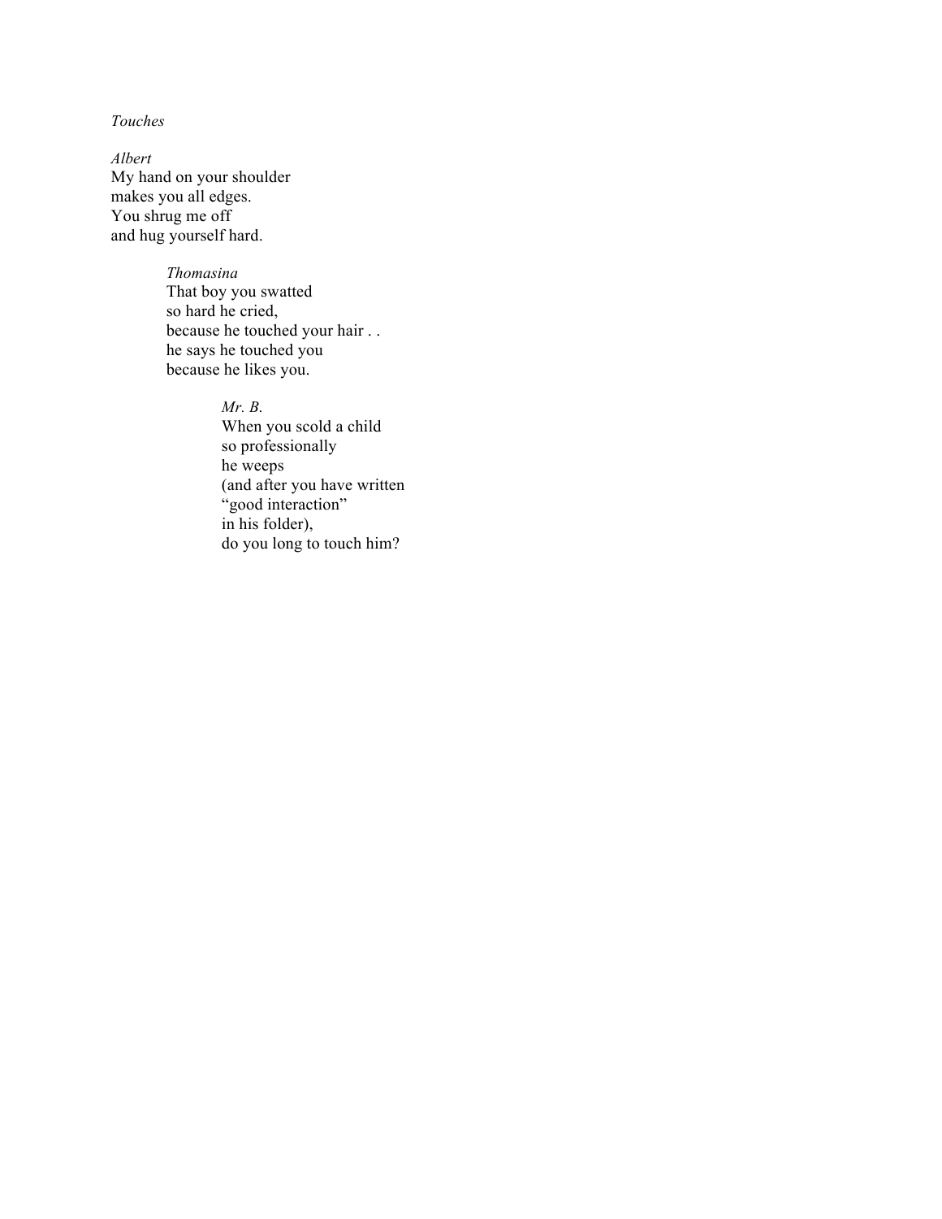*Touches*

*Albert*
My hand on your shoulder
makes you all edges.
You shrug me off
and hug yourself hard.

> *Thomasina*
> That boy you swatted
> so hard he cried,
> because he touched your hair . .
> he says he touched you
> because he likes you.
>
> > *Mr. B.*
> > When you scold a child
> > so professionally
> > he weeps
> > (and after you have written
> > “good interaction”
> > in his folder),
> > do you long to touch him?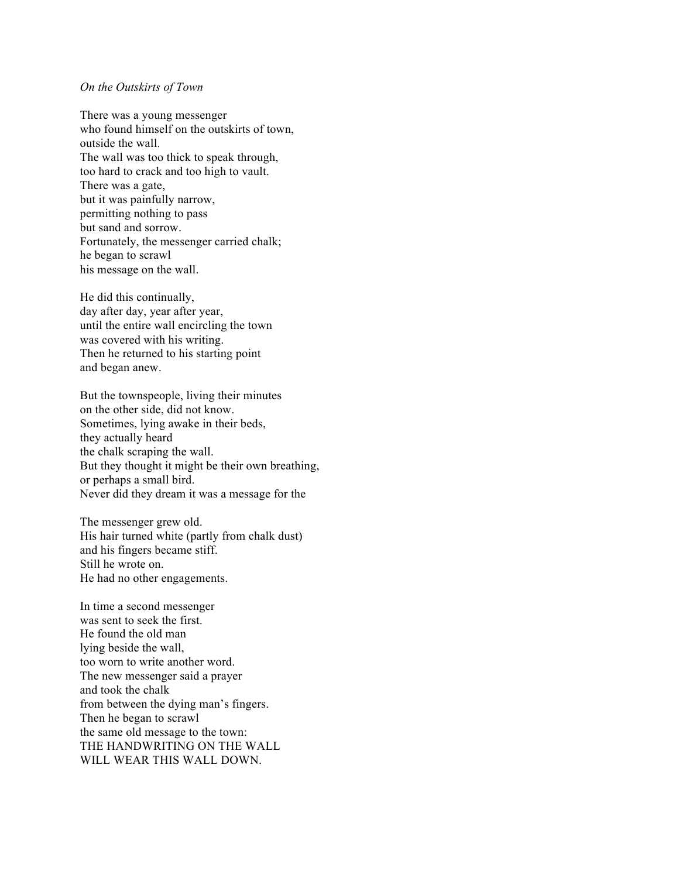*On the Outskirts of Town*

There was a young messenger  
who found himself on the outskirts of town,  
outside the wall.  
The wall was too thick to speak through,  
too hard to crack and too high to vault.  
There was a gate,  
but it was painfully narrow,  
permitting nothing to pass  
but sand and sorrow.  
Fortunately, the messenger carried chalk;  
he began to scrawl  
his message on the wall.

He did this continually,  
day after day, year after year,  
until the entire wall encircling the town  
was covered with his writing.  
Then he returned to his starting point  
and began anew.

But the townspeople, living their minutes  
on the other side, did not know.  
Sometimes, lying awake in their beds,  
they actually heard  
the chalk scraping the wall.  
But they thought it might be their own breathing,  
or perhaps a small bird.  
Never did they dream it was a message for the

The messenger grew old.  
His hair turned white (partly from chalk dust)  
and his fingers became stiff.  
Still he wrote on.  
He had no other engagements.

In time a second messenger  
was sent to seek the first.  
He found the old man  
lying beside the wall,  
too worn to write another word.  
The new messenger said a prayer  
and took the chalk  
from between the dying man's fingers.  
Then he began to scrawl  
the same old message to the town:  
THE HANDWRITING ON THE WALL  
WILL WEAR THIS WALL DOWN.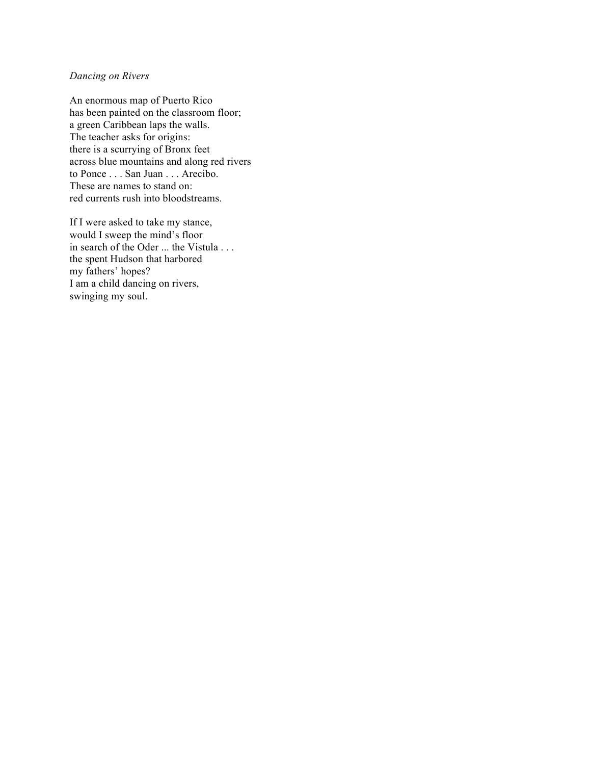*Dancing on Rivers*

An enormous map of Puerto Rico  
has been painted on the classroom floor;  
a green Caribbean laps the walls.  
The teacher asks for origins:  
there is a scurrying of Bronx feet  
across blue mountains and along red rivers  
to Ponce . . . San Juan . . . Arecibo.  
These are names to stand on:  
red currents rush into bloodstreams.

If I were asked to take my stance,  
would I sweep the mind's floor  
in search of the Oder ... the Vistula . . .  
the spent Hudson that harbored  
my fathers' hopes?  
I am a child dancing on rivers,  
swinging my soul.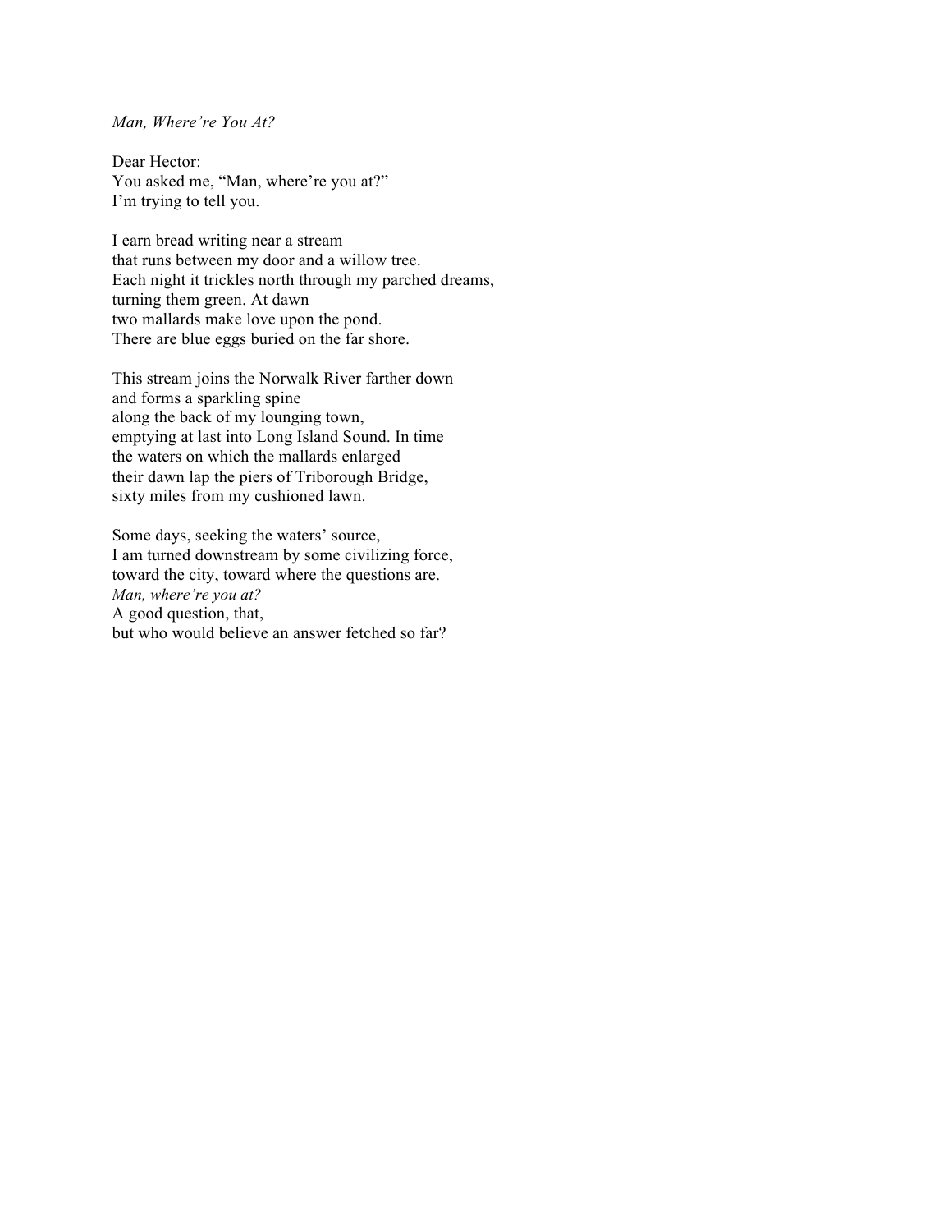*Man, Where're You At?*

Dear Hector:  
You asked me, "Man, where're you at?"  
I'm trying to tell you.

I earn bread writing near a stream  
that runs between my door and a willow tree.  
Each night it trickles north through my parched dreams,  
turning them green. At dawn  
two mallards make love upon the pond.  
There are blue eggs buried on the far shore.

This stream joins the Norwalk River farther down  
and forms a sparkling spine  
along the back of my lounging town,  
emptying at last into Long Island Sound. In time  
the waters on which the mallards enlarged  
their dawn lap the piers of Triborough Bridge,  
sixty miles from my cushioned lawn.

Some days, seeking the waters' source,  
I am turned downstream by some civilizing force,  
toward the city, toward where the questions are.  
*Man, where're you at?*  
A good question, that,  
but who would believe an answer fetched so far?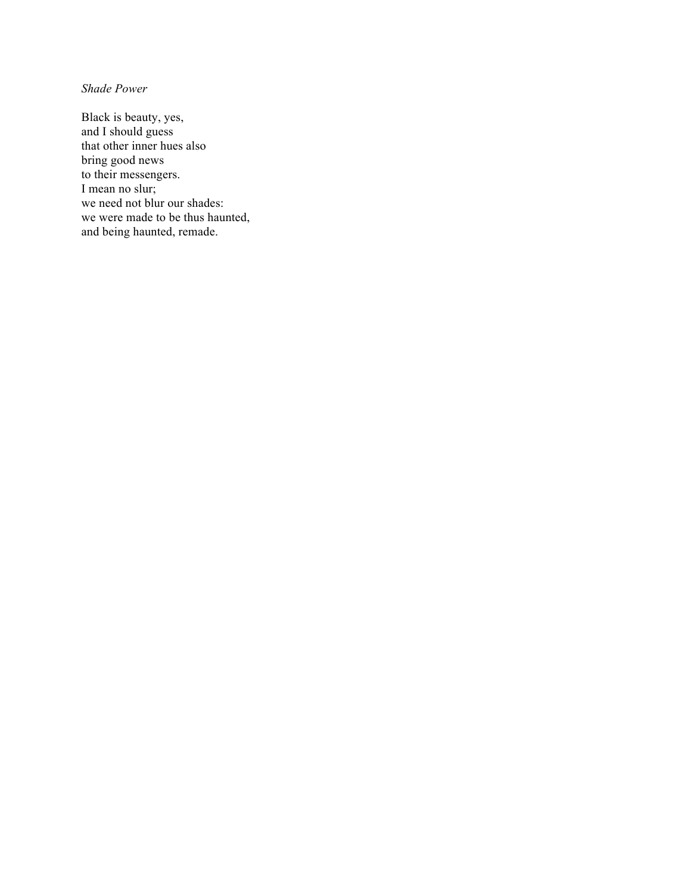*Shade Power*

Black is beauty, yes,  
and I should guess  
that other inner hues also  
bring good news  
to their messengers.  
I mean no slur;  
we need not blur our shades:  
we were made to be thus haunted,  
and being haunted, remade.